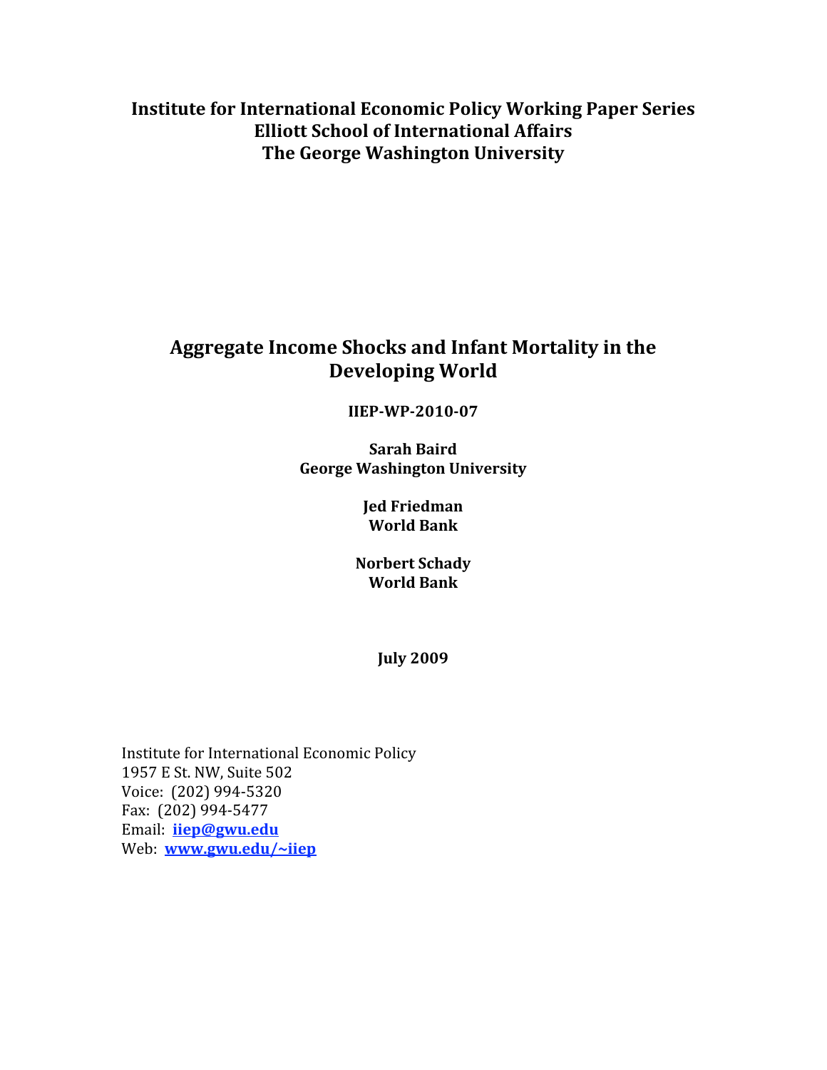**Institute for International Economic Policy Working Paper Series**
**Elliott School of International Affairs**
**The George Washington University**

# Aggregate Income Shocks and Infant Mortality in the Developing World

**IIEP-WP-2010-07**

**Sarah Baird**
**George Washington University**

**Jed Friedman**
**World Bank**

**Norbert Schady**
**World Bank**

**July 2009**

Institute for International Economic Policy
1957 E St. NW, Suite 502
Voice: (202) 994-5320
Fax: (202) 994-5477
Email: **iiep@gwu.edu**
Web: **www.gwu.edu/~iiep**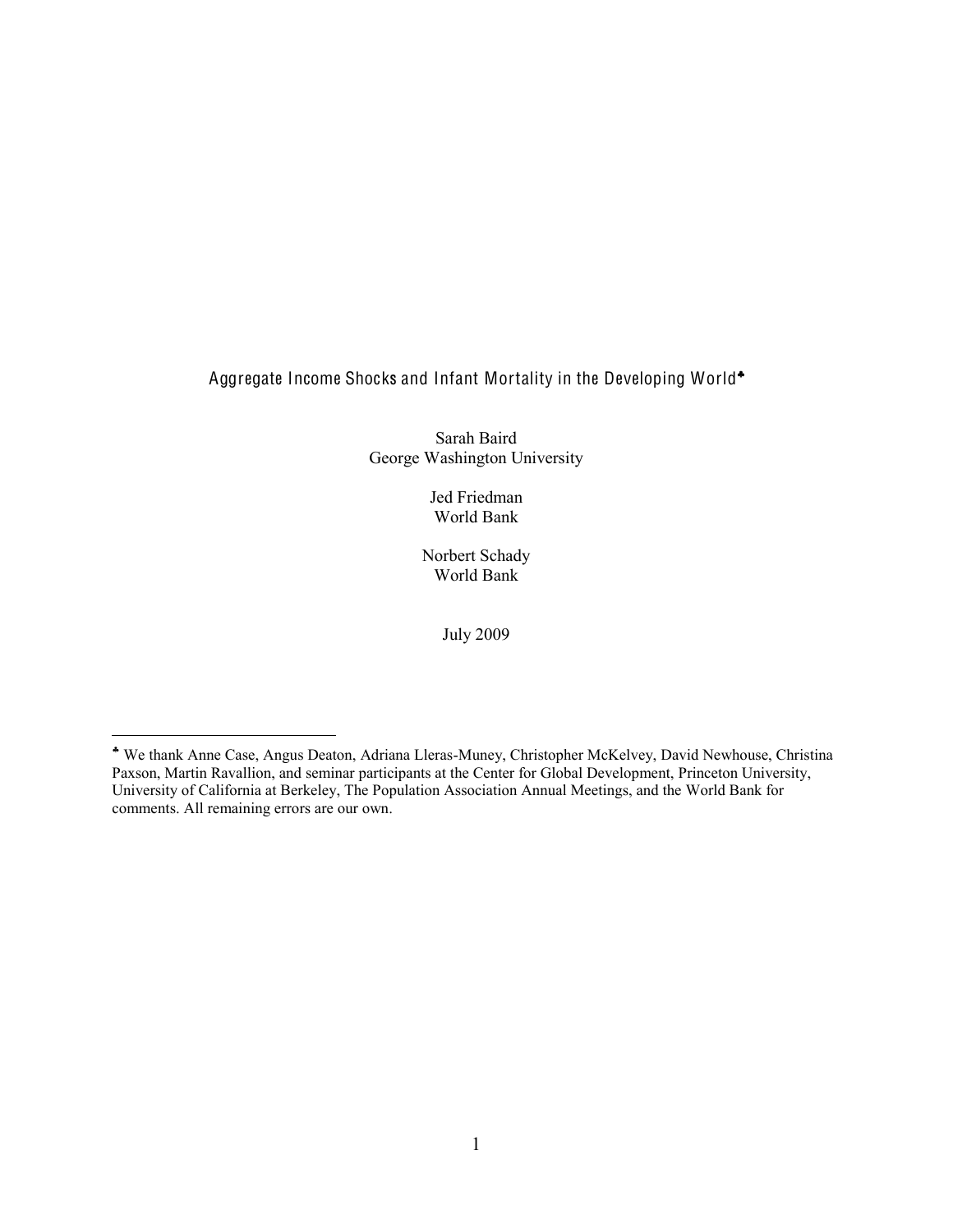# Aggregate Income Shocks and Infant Mortality in the Developing World[♣]

Sarah Baird
George Washington University

Jed Friedman
World Bank

Norbert Schady
World Bank

July 2009

[♣] We thank Anne Case, Angus Deaton, Adriana Lleras-Muney, Christopher McKelvey, David Newhouse, Christina Paxson, Martin Ravallion, and seminar participants at the Center for Global Development, Princeton University, University of California at Berkeley, The Population Association Annual Meetings, and the World Bank for comments. All remaining errors are our own.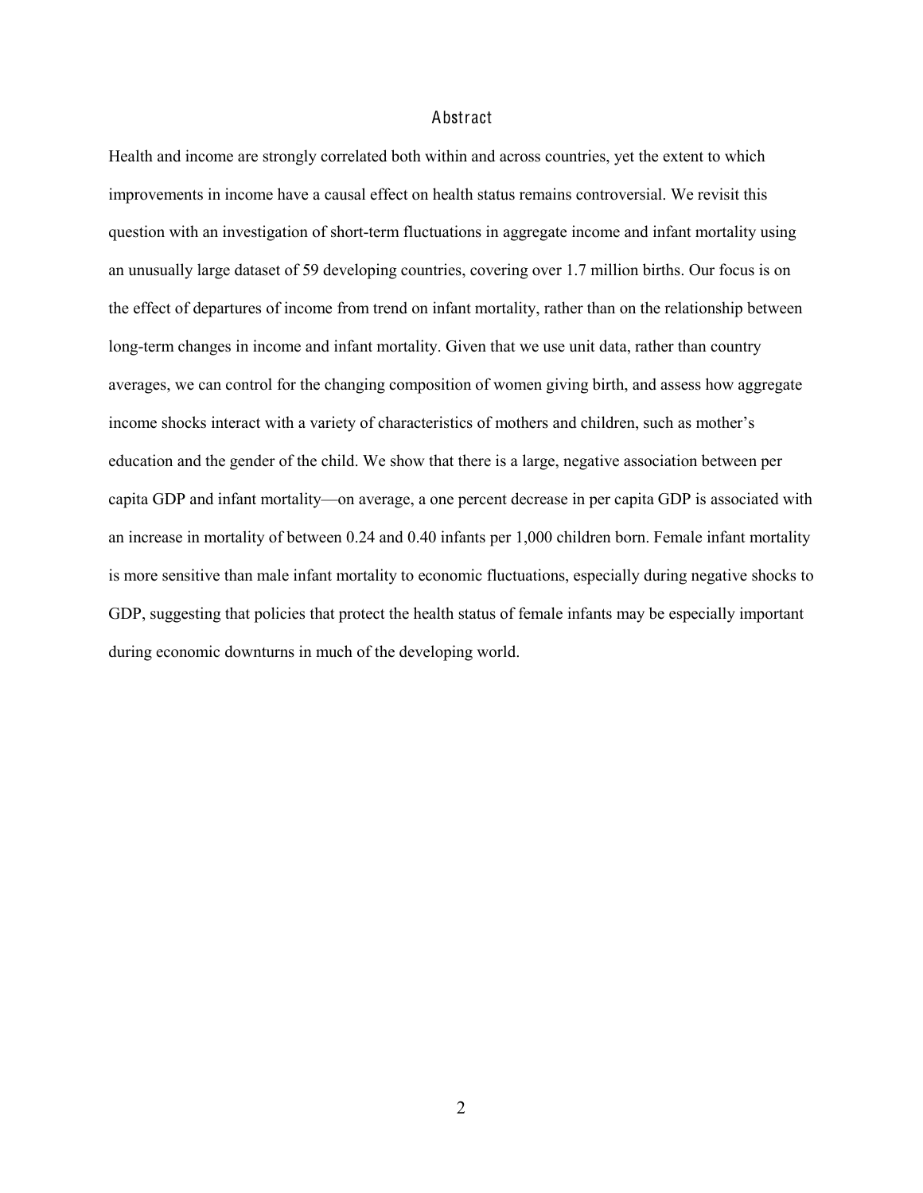## Abstract

Health and income are strongly correlated both within and across countries, yet the extent to which improvements in income have a causal effect on health status remains controversial. We revisit this question with an investigation of short-term fluctuations in aggregate income and infant mortality using an unusually large dataset of 59 developing countries, covering over 1.7 million births. Our focus is on the effect of departures of income from trend on infant mortality, rather than on the relationship between long-term changes in income and infant mortality. Given that we use unit data, rather than country averages, we can control for the changing composition of women giving birth, and assess how aggregate income shocks interact with a variety of characteristics of mothers and children, such as mother's education and the gender of the child. We show that there is a large, negative association between per capita GDP and infant mortality—on average, a one percent decrease in per capita GDP is associated with an increase in mortality of between 0.24 and 0.40 infants per 1,000 children born. Female infant mortality is more sensitive than male infant mortality to economic fluctuations, especially during negative shocks to GDP, suggesting that policies that protect the health status of female infants may be especially important during economic downturns in much of the developing world.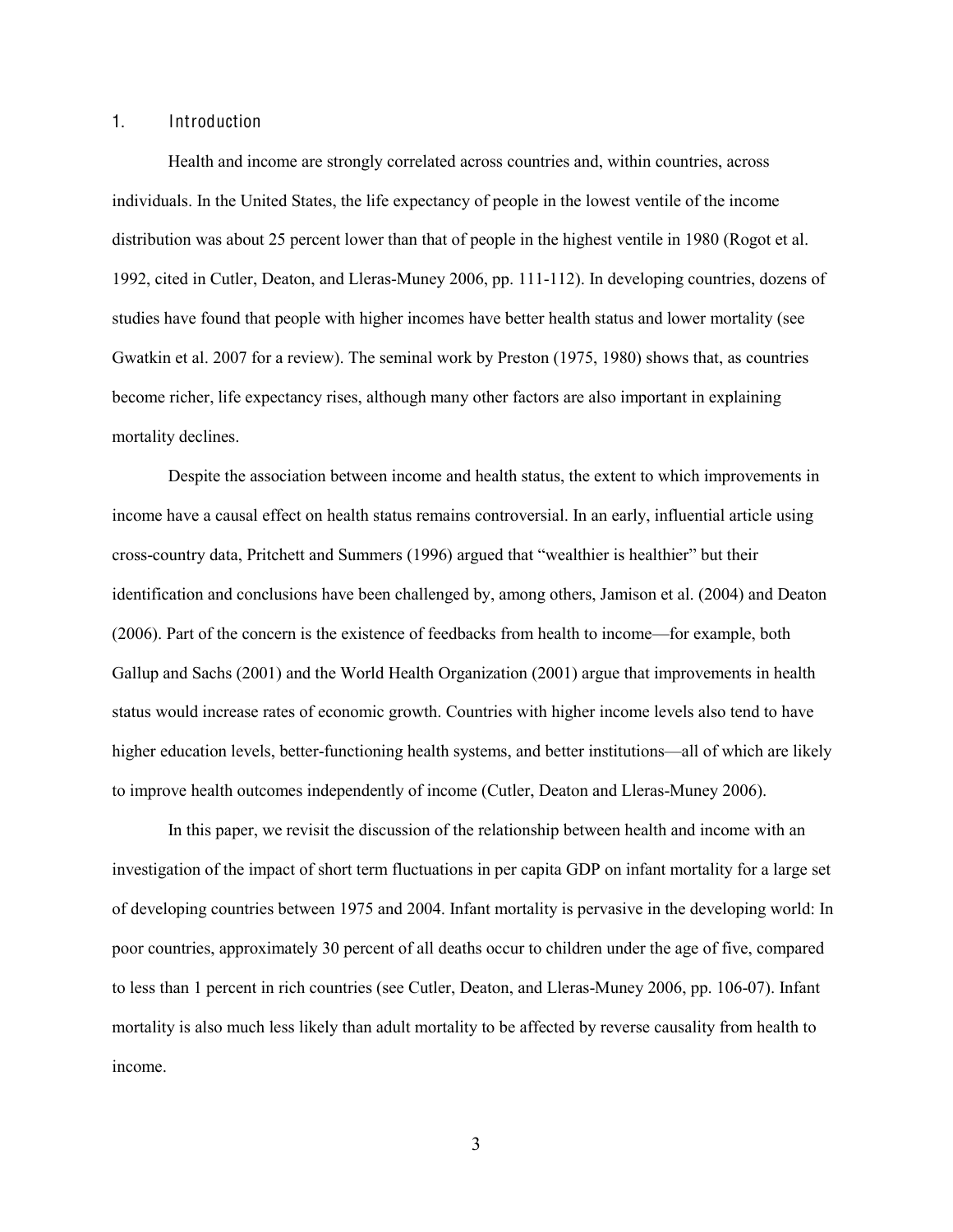## 1. Introduction

Health and income are strongly correlated across countries and, within countries, across individuals. In the United States, the life expectancy of people in the lowest ventile of the income distribution was about 25 percent lower than that of people in the highest ventile in 1980 (Rogot et al. 1992, cited in Cutler, Deaton, and Lleras-Muney 2006, pp. 111-112). In developing countries, dozens of studies have found that people with higher incomes have better health status and lower mortality (see Gwatkin et al. 2007 for a review). The seminal work by Preston (1975, 1980) shows that, as countries become richer, life expectancy rises, although many other factors are also important in explaining mortality declines.

Despite the association between income and health status, the extent to which improvements in income have a causal effect on health status remains controversial. In an early, influential article using cross-country data, Pritchett and Summers (1996) argued that "wealthier is healthier" but their identification and conclusions have been challenged by, among others, Jamison et al. (2004) and Deaton (2006). Part of the concern is the existence of feedbacks from health to income—for example, both Gallup and Sachs (2001) and the World Health Organization (2001) argue that improvements in health status would increase rates of economic growth. Countries with higher income levels also tend to have higher education levels, better-functioning health systems, and better institutions—all of which are likely to improve health outcomes independently of income (Cutler, Deaton and Lleras-Muney 2006).

In this paper, we revisit the discussion of the relationship between health and income with an investigation of the impact of short term fluctuations in per capita GDP on infant mortality for a large set of developing countries between 1975 and 2004. Infant mortality is pervasive in the developing world: In poor countries, approximately 30 percent of all deaths occur to children under the age of five, compared to less than 1 percent in rich countries (see Cutler, Deaton, and Lleras-Muney 2006, pp. 106-07). Infant mortality is also much less likely than adult mortality to be affected by reverse causality from health to income.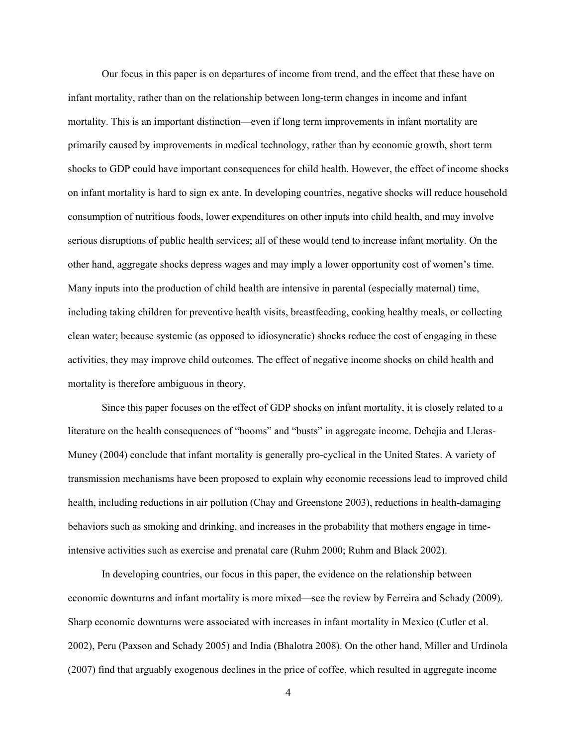Our focus in this paper is on departures of income from trend, and the effect that these have on infant mortality, rather than on the relationship between long-term changes in income and infant mortality. This is an important distinction—even if long term improvements in infant mortality are primarily caused by improvements in medical technology, rather than by economic growth, short term shocks to GDP could have important consequences for child health. However, the effect of income shocks on infant mortality is hard to sign ex ante. In developing countries, negative shocks will reduce household consumption of nutritious foods, lower expenditures on other inputs into child health, and may involve serious disruptions of public health services; all of these would tend to increase infant mortality. On the other hand, aggregate shocks depress wages and may imply a lower opportunity cost of women's time. Many inputs into the production of child health are intensive in parental (especially maternal) time, including taking children for preventive health visits, breastfeeding, cooking healthy meals, or collecting clean water; because systemic (as opposed to idiosyncratic) shocks reduce the cost of engaging in these activities, they may improve child outcomes. The effect of negative income shocks on child health and mortality is therefore ambiguous in theory.

Since this paper focuses on the effect of GDP shocks on infant mortality, it is closely related to a literature on the health consequences of "booms" and "busts" in aggregate income. Dehejia and Lleras-Muney (2004) conclude that infant mortality is generally pro-cyclical in the United States. A variety of transmission mechanisms have been proposed to explain why economic recessions lead to improved child health, including reductions in air pollution (Chay and Greenstone 2003), reductions in health-damaging behaviors such as smoking and drinking, and increases in the probability that mothers engage in time-intensive activities such as exercise and prenatal care (Ruhm 2000; Ruhm and Black 2002).

In developing countries, our focus in this paper, the evidence on the relationship between economic downturns and infant mortality is more mixed—see the review by Ferreira and Schady (2009). Sharp economic downturns were associated with increases in infant mortality in Mexico (Cutler et al. 2002), Peru (Paxson and Schady 2005) and India (Bhalotra 2008). On the other hand, Miller and Urdinola (2007) find that arguably exogenous declines in the price of coffee, which resulted in aggregate income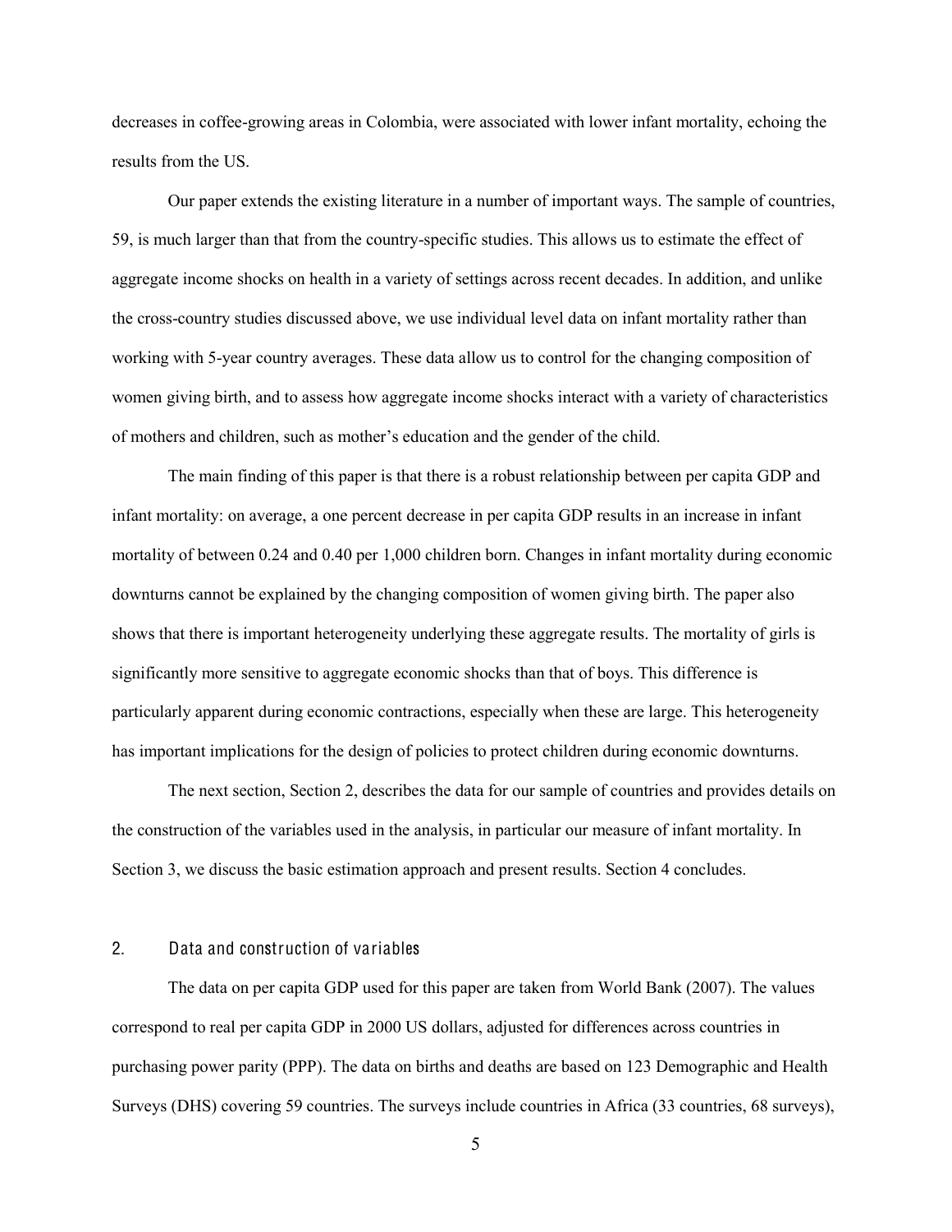decreases in coffee-growing areas in Colombia, were associated with lower infant mortality, echoing the results from the US.

Our paper extends the existing literature in a number of important ways. The sample of countries, 59, is much larger than that from the country-specific studies. This allows us to estimate the effect of aggregate income shocks on health in a variety of settings across recent decades. In addition, and unlike the cross-country studies discussed above, we use individual level data on infant mortality rather than working with 5-year country averages. These data allow us to control for the changing composition of women giving birth, and to assess how aggregate income shocks interact with a variety of characteristics of mothers and children, such as mother's education and the gender of the child.

The main finding of this paper is that there is a robust relationship between per capita GDP and infant mortality: on average, a one percent decrease in per capita GDP results in an increase in infant mortality of between 0.24 and 0.40 per 1,000 children born. Changes in infant mortality during economic downturns cannot be explained by the changing composition of women giving birth. The paper also shows that there is important heterogeneity underlying these aggregate results. The mortality of girls is significantly more sensitive to aggregate economic shocks than that of boys. This difference is particularly apparent during economic contractions, especially when these are large. This heterogeneity has important implications for the design of policies to protect children during economic downturns.

The next section, Section 2, describes the data for our sample of countries and provides details on the construction of the variables used in the analysis, in particular our measure of infant mortality. In Section 3, we discuss the basic estimation approach and present results. Section 4 concludes.

## 2. Data and construction of variables

The data on per capita GDP used for this paper are taken from World Bank (2007). The values correspond to real per capita GDP in 2000 US dollars, adjusted for differences across countries in purchasing power parity (PPP). The data on births and deaths are based on 123 Demographic and Health Surveys (DHS) covering 59 countries. The surveys include countries in Africa (33 countries, 68 surveys),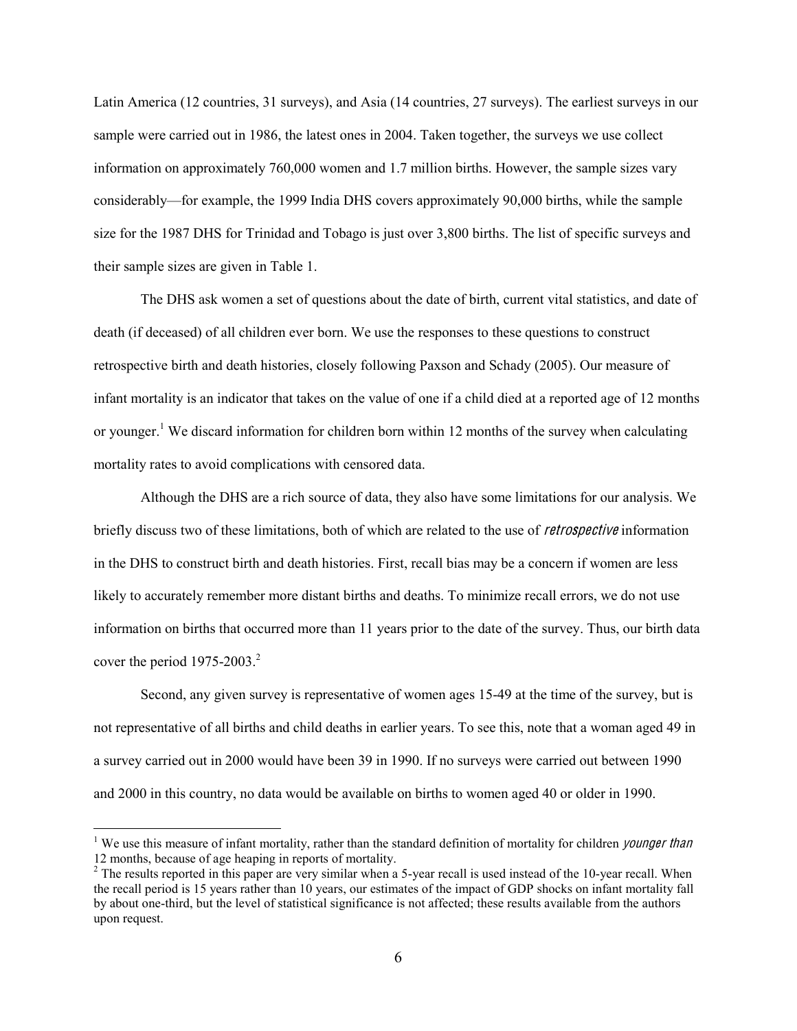Latin America (12 countries, 31 surveys), and Asia (14 countries, 27 surveys). The earliest surveys in our sample were carried out in 1986, the latest ones in 2004. Taken together, the surveys we use collect information on approximately 760,000 women and 1.7 million births. However, the sample sizes vary considerably—for example, the 1999 India DHS covers approximately 90,000 births, while the sample size for the 1987 DHS for Trinidad and Tobago is just over 3,800 births. The list of specific surveys and their sample sizes are given in Table 1.

The DHS ask women a set of questions about the date of birth, current vital statistics, and date of death (if deceased) of all children ever born. We use the responses to these questions to construct retrospective birth and death histories, closely following Paxson and Schady (2005). Our measure of infant mortality is an indicator that takes on the value of one if a child died at a reported age of 12 months or younger.[1] We discard information for children born within 12 months of the survey when calculating mortality rates to avoid complications with censored data.

Although the DHS are a rich source of data, they also have some limitations for our analysis. We briefly discuss two of these limitations, both of which are related to the use of *retrospective* information in the DHS to construct birth and death histories. First, recall bias may be a concern if women are less likely to accurately remember more distant births and deaths. To minimize recall errors, we do not use information on births that occurred more than 11 years prior to the date of the survey. Thus, our birth data cover the period 1975-2003.[2]

Second, any given survey is representative of women ages 15-49 at the time of the survey, but is not representative of all births and child deaths in earlier years. To see this, note that a woman aged 49 in a survey carried out in 2000 would have been 39 in 1990. If no surveys were carried out between 1990 and 2000 in this country, no data would be available on births to women aged 40 or older in 1990.

[1] We use this measure of infant mortality, rather than the standard definition of mortality for children *younger than* 12 months, because of age heaping in reports of mortality.

[2] The results reported in this paper are very similar when a 5-year recall is used instead of the 10-year recall. When the recall period is 15 years rather than 10 years, our estimates of the impact of GDP shocks on infant mortality fall by about one-third, but the level of statistical significance is not affected; these results available from the authors upon request.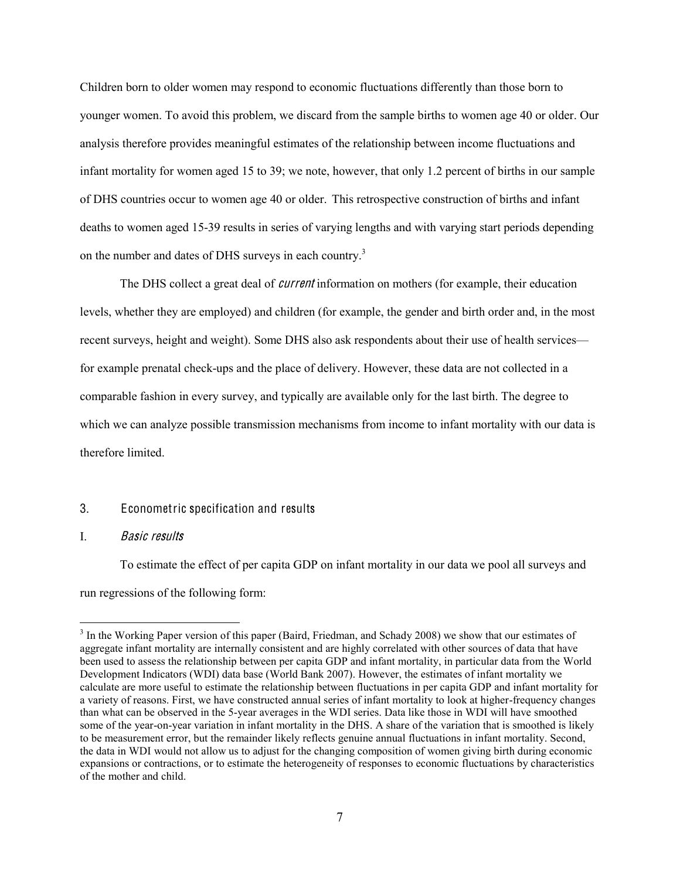Children born to older women may respond to economic fluctuations differently than those born to younger women. To avoid this problem, we discard from the sample births to women age 40 or older. Our analysis therefore provides meaningful estimates of the relationship between income fluctuations and infant mortality for women aged 15 to 39; we note, however, that only 1.2 percent of births in our sample of DHS countries occur to women age 40 or older. This retrospective construction of births and infant deaths to women aged 15-39 results in series of varying lengths and with varying start periods depending on the number and dates of DHS surveys in each country.[3]

The DHS collect a great deal of *current* information on mothers (for example, their education levels, whether they are employed) and children (for example, the gender and birth order and, in the most recent surveys, height and weight). Some DHS also ask respondents about their use of health services—for example prenatal check-ups and the place of delivery. However, these data are not collected in a comparable fashion in every survey, and typically are available only for the last birth. The degree to which we can analyze possible transmission mechanisms from income to infant mortality with our data is therefore limited.

## 3. Econometric specification and results

### I. *Basic results*

To estimate the effect of per capita GDP on infant mortality in our data we pool all surveys and run regressions of the following form:

[3] In the Working Paper version of this paper (Baird, Friedman, and Schady 2008) we show that our estimates of aggregate infant mortality are internally consistent and are highly correlated with other sources of data that have been used to assess the relationship between per capita GDP and infant mortality, in particular data from the World Development Indicators (WDI) data base (World Bank 2007). However, the estimates of infant mortality we calculate are more useful to estimate the relationship between fluctuations in per capita GDP and infant mortality for a variety of reasons. First, we have constructed annual series of infant mortality to look at higher-frequency changes than what can be observed in the 5-year averages in the WDI series. Data like those in WDI will have smoothed some of the year-on-year variation in infant mortality in the DHS. A share of the variation that is smoothed is likely to be measurement error, but the remainder likely reflects genuine annual fluctuations in infant mortality. Second, the data in WDI would not allow us to adjust for the changing composition of women giving birth during economic expansions or contractions, or to estimate the heterogeneity of responses to economic fluctuations by characteristics of the mother and child.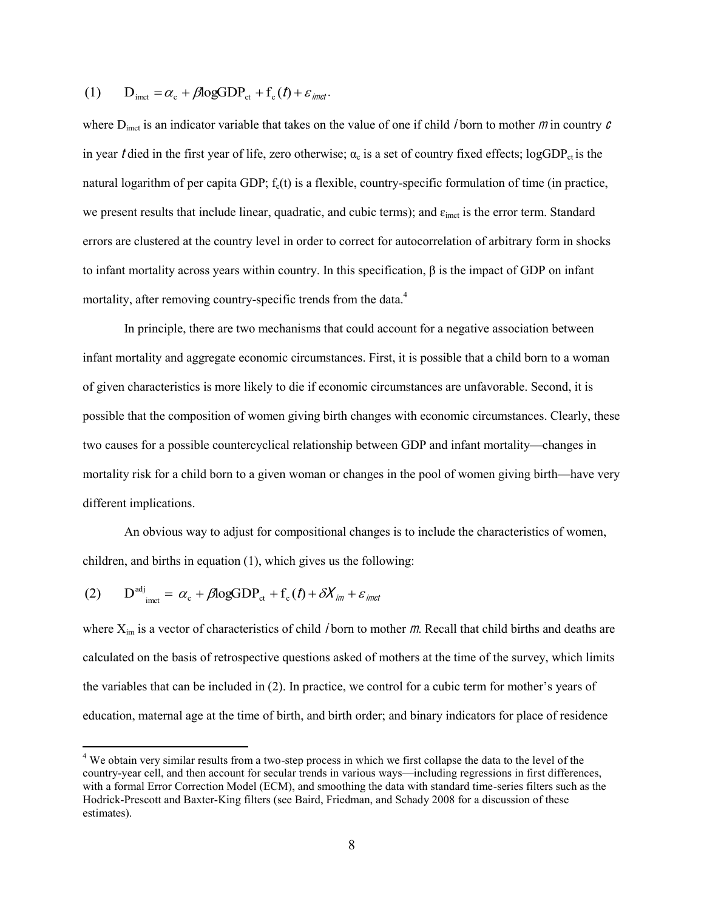$$\text{(1)} \qquad D_{imct} = \alpha_c + \beta \log GDP_{ct} + f_c(t) + \varepsilon_{imct}.$$

where $D_{imct}$ is an indicator variable that takes on the value of one if child $i$ born to mother $m$ in country $c$ in year $t$ died in the first year of life, zero otherwise; $\alpha_c$ is a set of country fixed effects; $\log GDP_{ct}$ is the natural logarithm of per capita GDP; $f_c(t)$ is a flexible, country-specific formulation of time (in practice, we present results that include linear, quadratic, and cubic terms); and $\varepsilon_{imct}$ is the error term. Standard errors are clustered at the country level in order to correct for autocorrelation of arbitrary form in shocks to infant mortality across years within country. In this specification, $\beta$ is the impact of GDP on infant mortality, after removing country-specific trends from the data.[4]

In principle, there are two mechanisms that could account for a negative association between infant mortality and aggregate economic circumstances. First, it is possible that a child born to a woman of given characteristics is more likely to die if economic circumstances are unfavorable. Second, it is possible that the composition of women giving birth changes with economic circumstances. Clearly, these two causes for a possible countercyclical relationship between GDP and infant mortality—changes in mortality risk for a child born to a given woman or changes in the pool of women giving birth—have very different implications.

An obvious way to adjust for compositional changes is to include the characteristics of women, children, and births in equation (1), which gives us the following:

$$\text{(2)} \qquad D^{adj}_{imct} = \alpha_c + \beta \log GDP_{ct} + f_c(t) + \delta X_{im} + \varepsilon_{imct}$$

where $X_{im}$ is a vector of characteristics of child $i$ born to mother $m$. Recall that child births and deaths are calculated on the basis of retrospective questions asked of mothers at the time of the survey, which limits the variables that can be included in (2). In practice, we control for a cubic term for mother's years of education, maternal age at the time of birth, and birth order; and binary indicators for place of residence

[4] We obtain very similar results from a two-step process in which we first collapse the data to the level of the country-year cell, and then account for secular trends in various ways—including regressions in first differences, with a formal Error Correction Model (ECM), and smoothing the data with standard time-series filters such as the Hodrick-Prescott and Baxter-King filters (see Baird, Friedman, and Schady 2008 for a discussion of these estimates).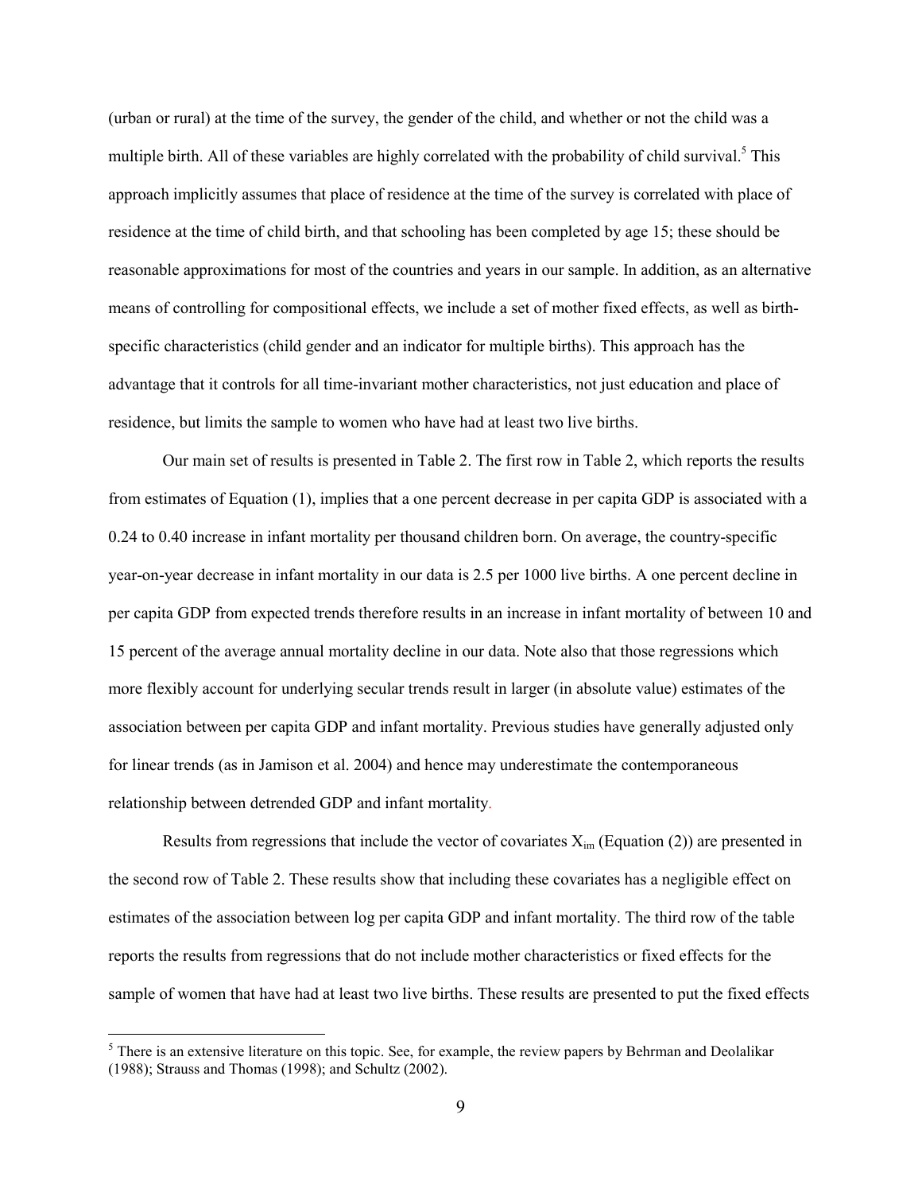(urban or rural) at the time of the survey, the gender of the child, and whether or not the child was a multiple birth. All of these variables are highly correlated with the probability of child survival.[5] This approach implicitly assumes that place of residence at the time of the survey is correlated with place of residence at the time of child birth, and that schooling has been completed by age 15; these should be reasonable approximations for most of the countries and years in our sample. In addition, as an alternative means of controlling for compositional effects, we include a set of mother fixed effects, as well as birth-specific characteristics (child gender and an indicator for multiple births). This approach has the advantage that it controls for all time-invariant mother characteristics, not just education and place of residence, but limits the sample to women who have had at least two live births.

Our main set of results is presented in Table 2. The first row in Table 2, which reports the results from estimates of Equation (1), implies that a one percent decrease in per capita GDP is associated with a 0.24 to 0.40 increase in infant mortality per thousand children born. On average, the country-specific year-on-year decrease in infant mortality in our data is 2.5 per 1000 live births. A one percent decline in per capita GDP from expected trends therefore results in an increase in infant mortality of between 10 and 15 percent of the average annual mortality decline in our data. Note also that those regressions which more flexibly account for underlying secular trends result in larger (in absolute value) estimates of the association between per capita GDP and infant mortality. Previous studies have generally adjusted only for linear trends (as in Jamison et al. 2004) and hence may underestimate the contemporaneous relationship between detrended GDP and infant mortality.

Results from regressions that include the vector of covariates $X_{im}$ (Equation (2)) are presented in the second row of Table 2. These results show that including these covariates has a negligible effect on estimates of the association between log per capita GDP and infant mortality. The third row of the table reports the results from regressions that do not include mother characteristics or fixed effects for the sample of women that have had at least two live births. These results are presented to put the fixed effects

[5] There is an extensive literature on this topic. See, for example, the review papers by Behrman and Deolalikar (1988); Strauss and Thomas (1998); and Schultz (2002).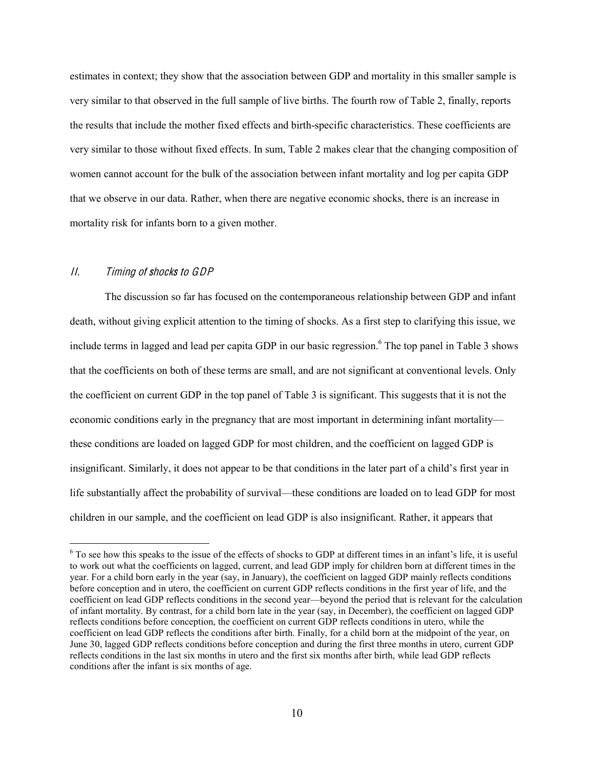estimates in context; they show that the association between GDP and mortality in this smaller sample is very similar to that observed in the full sample of live births. The fourth row of Table 2, finally, reports the results that include the mother fixed effects and birth-specific characteristics. These coefficients are very similar to those without fixed effects. In sum, Table 2 makes clear that the changing composition of women cannot account for the bulk of the association between infant mortality and log per capita GDP that we observe in our data. Rather, when there are negative economic shocks, there is an increase in mortality risk for infants born to a given mother.

### *II. Timing of shocks to GDP*

The discussion so far has focused on the contemporaneous relationship between GDP and infant death, without giving explicit attention to the timing of shocks. As a first step to clarifying this issue, we include terms in lagged and lead per capita GDP in our basic regression.[6] The top panel in Table 3 shows that the coefficients on both of these terms are small, and are not significant at conventional levels. Only the coefficient on current GDP in the top panel of Table 3 is significant. This suggests that it is not the economic conditions early in the pregnancy that are most important in determining infant mortality—these conditions are loaded on lagged GDP for most children, and the coefficient on lagged GDP is insignificant. Similarly, it does not appear to be that conditions in the later part of a child's first year in life substantially affect the probability of survival—these conditions are loaded on to lead GDP for most children in our sample, and the coefficient on lead GDP is also insignificant. Rather, it appears that

[6] To see how this speaks to the issue of the effects of shocks to GDP at different times in an infant's life, it is useful to work out what the coefficients on lagged, current, and lead GDP imply for children born at different times in the year. For a child born early in the year (say, in January), the coefficient on lagged GDP mainly reflects conditions before conception and in utero, the coefficient on current GDP reflects conditions in the first year of life, and the coefficient on lead GDP reflects conditions in the second year—beyond the period that is relevant for the calculation of infant mortality. By contrast, for a child born late in the year (say, in December), the coefficient on lagged GDP reflects conditions before conception, the coefficient on current GDP reflects conditions in utero, while the coefficient on lead GDP reflects the conditions after birth. Finally, for a child born at the midpoint of the year, on June 30, lagged GDP reflects conditions before conception and during the first three months in utero, current GDP reflects conditions in the last six months in utero and the first six months after birth, while lead GDP reflects conditions after the infant is six months of age.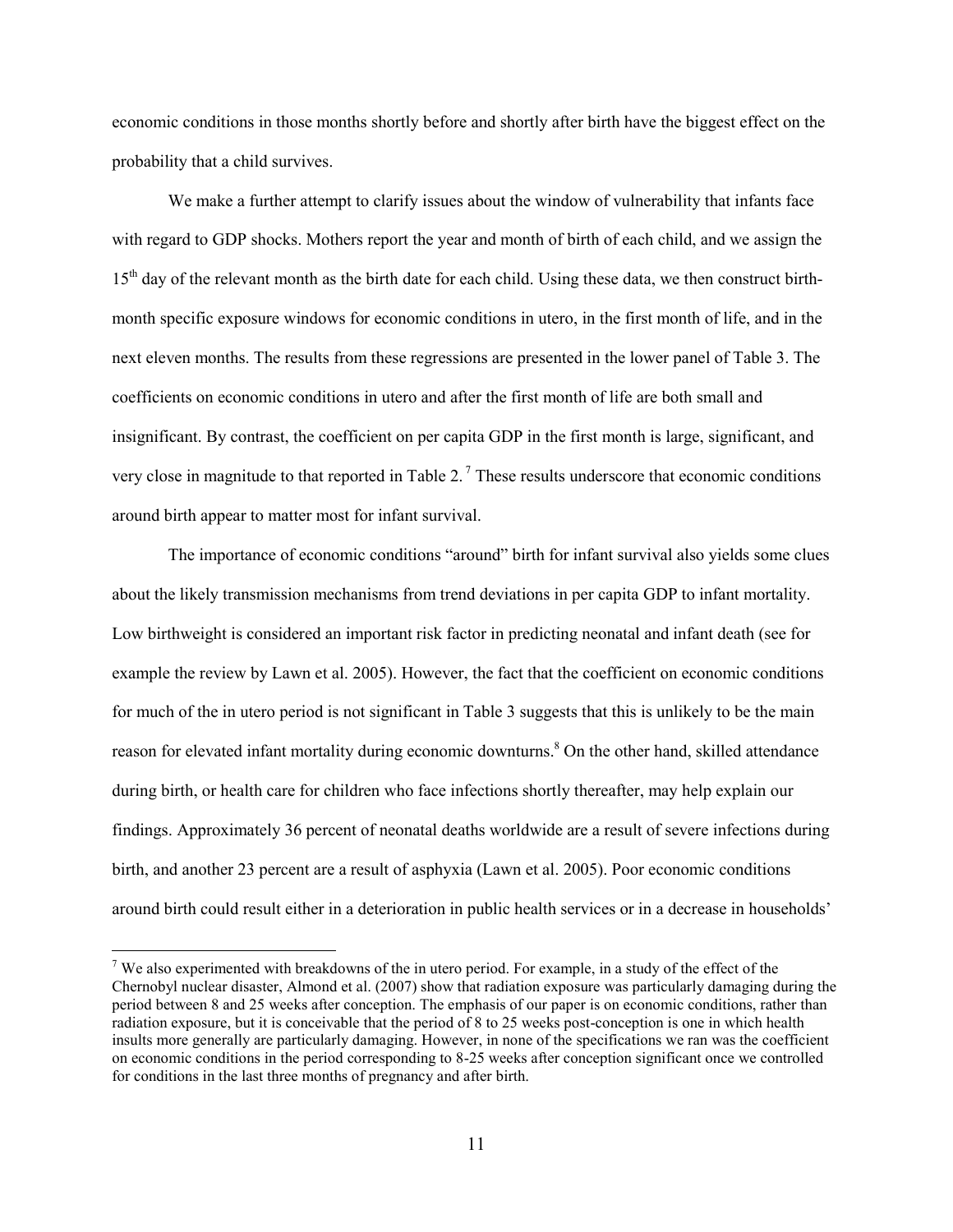economic conditions in those months shortly before and shortly after birth have the biggest effect on the probability that a child survives.

We make a further attempt to clarify issues about the window of vulnerability that infants face with regard to GDP shocks. Mothers report the year and month of birth of each child, and we assign the 15th day of the relevant month as the birth date for each child. Using these data, we then construct birth-month specific exposure windows for economic conditions in utero, in the first month of life, and in the next eleven months. The results from these regressions are presented in the lower panel of Table 3. The coefficients on economic conditions in utero and after the first month of life are both small and insignificant. By contrast, the coefficient on per capita GDP in the first month is large, significant, and very close in magnitude to that reported in Table 2. [7] These results underscore that economic conditions around birth appear to matter most for infant survival.

The importance of economic conditions "around" birth for infant survival also yields some clues about the likely transmission mechanisms from trend deviations in per capita GDP to infant mortality. Low birthweight is considered an important risk factor in predicting neonatal and infant death (see for example the review by Lawn et al. 2005). However, the fact that the coefficient on economic conditions for much of the in utero period is not significant in Table 3 suggests that this is unlikely to be the main reason for elevated infant mortality during economic downturns.[8] On the other hand, skilled attendance during birth, or health care for children who face infections shortly thereafter, may help explain our findings. Approximately 36 percent of neonatal deaths worldwide are a result of severe infections during birth, and another 23 percent are a result of asphyxia (Lawn et al. 2005). Poor economic conditions around birth could result either in a deterioration in public health services or in a decrease in households'

[7] We also experimented with breakdowns of the in utero period. For example, in a study of the effect of the Chernobyl nuclear disaster, Almond et al. (2007) show that radiation exposure was particularly damaging during the period between 8 and 25 weeks after conception. The emphasis of our paper is on economic conditions, rather than radiation exposure, but it is conceivable that the period of 8 to 25 weeks post-conception is one in which health insults more generally are particularly damaging. However, in none of the specifications we ran was the coefficient on economic conditions in the period corresponding to 8-25 weeks after conception significant once we controlled for conditions in the last three months of pregnancy and after birth.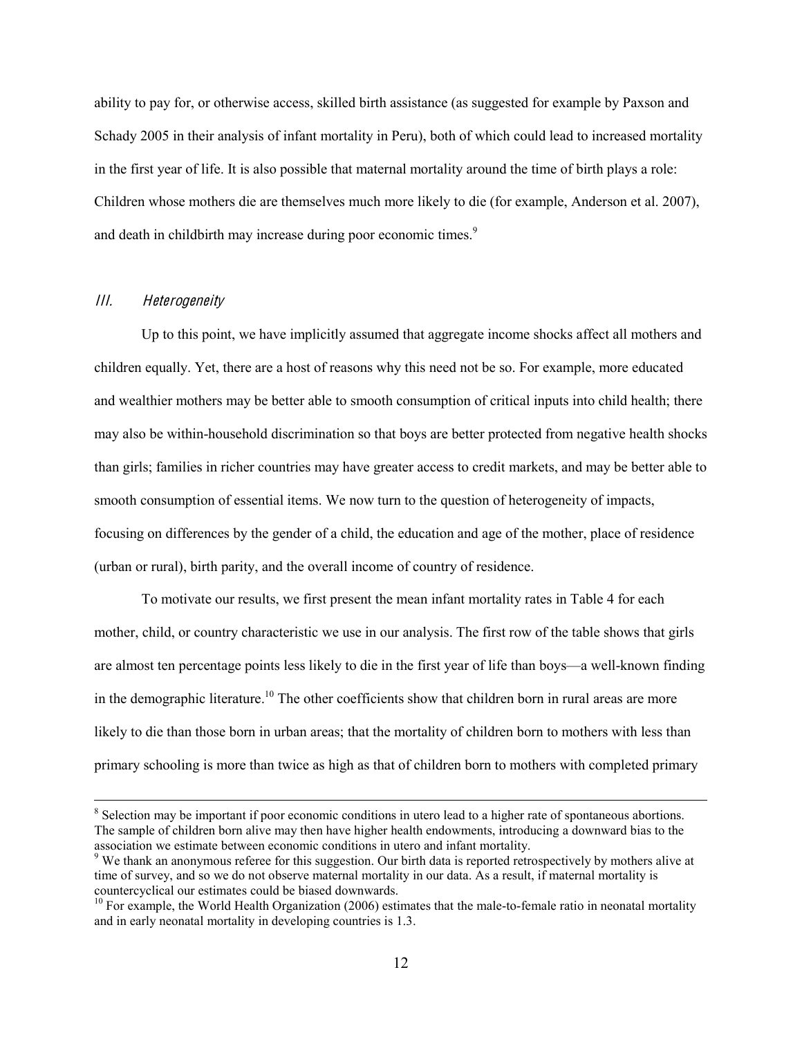ability to pay for, or otherwise access, skilled birth assistance (as suggested for example by Paxson and Schady 2005 in their analysis of infant mortality in Peru), both of which could lead to increased mortality in the first year of life. It is also possible that maternal mortality around the time of birth plays a role: Children whose mothers die are themselves much more likely to die (for example, Anderson et al. 2007), and death in childbirth may increase during poor economic times.[9]

## *III. Heterogeneity*

Up to this point, we have implicitly assumed that aggregate income shocks affect all mothers and children equally. Yet, there are a host of reasons why this need not be so. For example, more educated and wealthier mothers may be better able to smooth consumption of critical inputs into child health; there may also be within-household discrimination so that boys are better protected from negative health shocks than girls; families in richer countries may have greater access to credit markets, and may be better able to smooth consumption of essential items. We now turn to the question of heterogeneity of impacts, focusing on differences by the gender of a child, the education and age of the mother, place of residence (urban or rural), birth parity, and the overall income of country of residence.

To motivate our results, we first present the mean infant mortality rates in Table 4 for each mother, child, or country characteristic we use in our analysis. The first row of the table shows that girls are almost ten percentage points less likely to die in the first year of life than boys—a well-known finding in the demographic literature.[10] The other coefficients show that children born in rural areas are more likely to die than those born in urban areas; that the mortality of children born to mothers with less than primary schooling is more than twice as high as that of children born to mothers with completed primary

---

[8] Selection may be important if poor economic conditions in utero lead to a higher rate of spontaneous abortions. The sample of children born alive may then have higher health endowments, introducing a downward bias to the association we estimate between economic conditions in utero and infant mortality.

[9] We thank an anonymous referee for this suggestion. Our birth data is reported retrospectively by mothers alive at time of survey, and so we do not observe maternal mortality in our data. As a result, if maternal mortality is countercyclical our estimates could be biased downwards.

[10] For example, the World Health Organization (2006) estimates that the male-to-female ratio in neonatal mortality and in early neonatal mortality in developing countries is 1.3.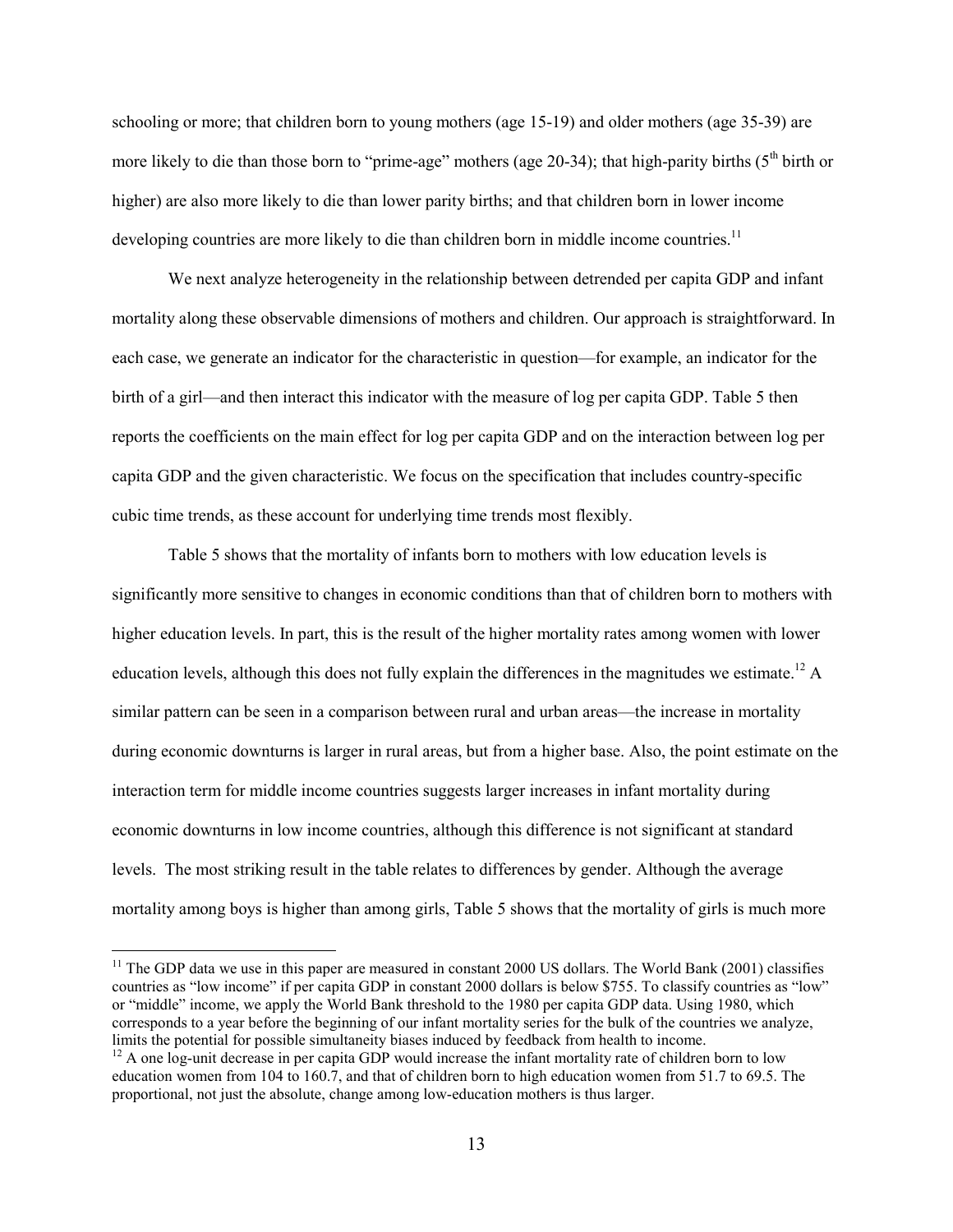schooling or more; that children born to young mothers (age 15-19) and older mothers (age 35-39) are more likely to die than those born to "prime-age" mothers (age 20-34); that high-parity births (5th birth or higher) are also more likely to die than lower parity births; and that children born in lower income developing countries are more likely to die than children born in middle income countries.[11]

We next analyze heterogeneity in the relationship between detrended per capita GDP and infant mortality along these observable dimensions of mothers and children. Our approach is straightforward. In each case, we generate an indicator for the characteristic in question—for example, an indicator for the birth of a girl—and then interact this indicator with the measure of log per capita GDP. Table 5 then reports the coefficients on the main effect for log per capita GDP and on the interaction between log per capita GDP and the given characteristic. We focus on the specification that includes country-specific cubic time trends, as these account for underlying time trends most flexibly.

Table 5 shows that the mortality of infants born to mothers with low education levels is significantly more sensitive to changes in economic conditions than that of children born to mothers with higher education levels. In part, this is the result of the higher mortality rates among women with lower education levels, although this does not fully explain the differences in the magnitudes we estimate.[12] A similar pattern can be seen in a comparison between rural and urban areas—the increase in mortality during economic downturns is larger in rural areas, but from a higher base. Also, the point estimate on the interaction term for middle income countries suggests larger increases in infant mortality during economic downturns in low income countries, although this difference is not significant at standard levels. The most striking result in the table relates to differences by gender. Although the average mortality among boys is higher than among girls, Table 5 shows that the mortality of girls is much more

---

[11] The GDP data we use in this paper are measured in constant 2000 US dollars. The World Bank (2001) classifies countries as "low income" if per capita GDP in constant 2000 dollars is below $755. To classify countries as "low" or "middle" income, we apply the World Bank threshold to the 1980 per capita GDP data. Using 1980, which corresponds to a year before the beginning of our infant mortality series for the bulk of the countries we analyze, limits the potential for possible simultaneity biases induced by feedback from health to income.

[12] A one log-unit decrease in per capita GDP would increase the infant mortality rate of children born to low education women from 104 to 160.7, and that of children born to high education women from 51.7 to 69.5. The proportional, not just the absolute, change among low-education mothers is thus larger.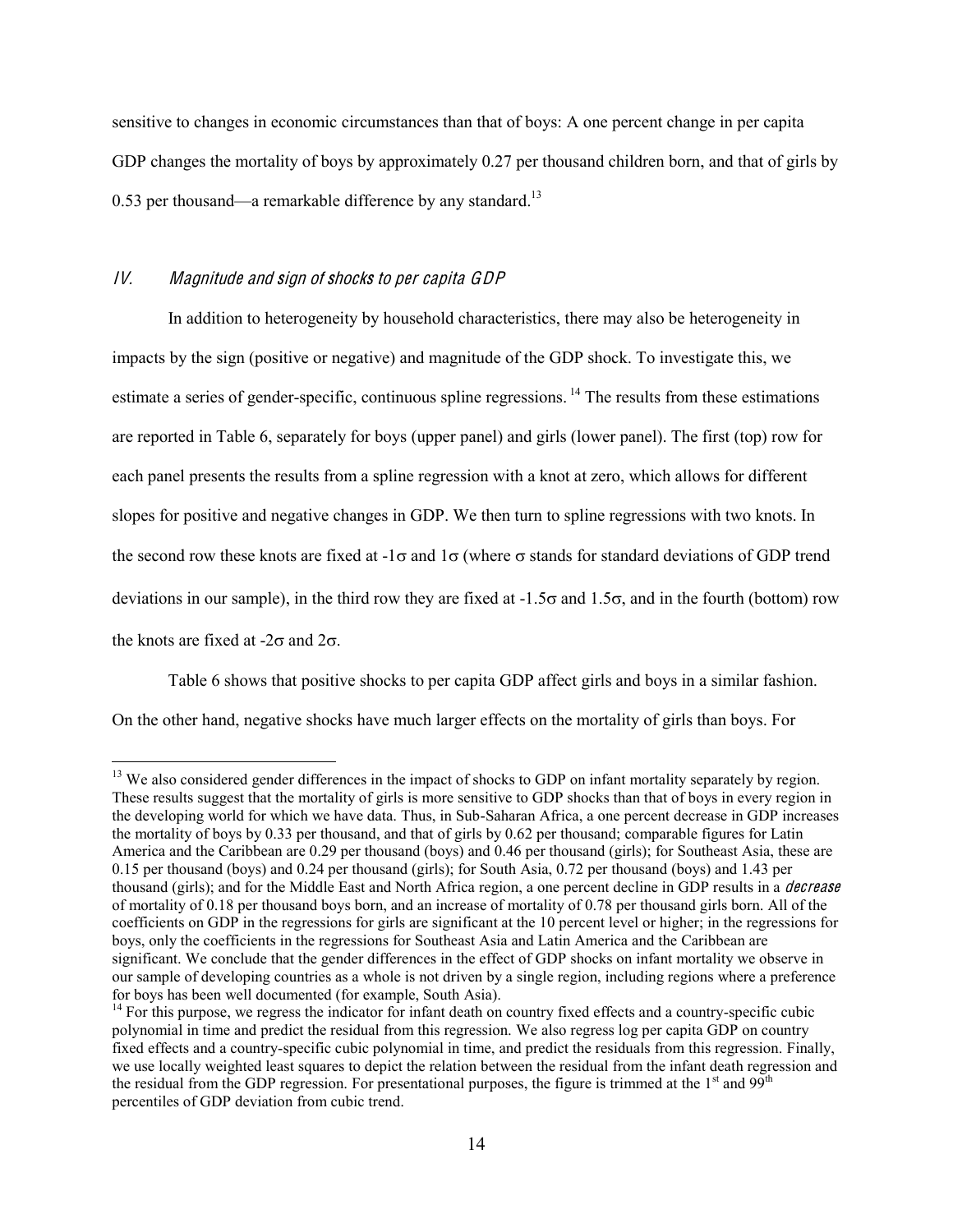sensitive to changes in economic circumstances than that of boys: A one percent change in per capita GDP changes the mortality of boys by approximately 0.27 per thousand children born, and that of girls by 0.53 per thousand—a remarkable difference by any standard.[13]

### *IV. Magnitude and sign of shocks to per capita GDP*

In addition to heterogeneity by household characteristics, there may also be heterogeneity in impacts by the sign (positive or negative) and magnitude of the GDP shock. To investigate this, we estimate a series of gender-specific, continuous spline regressions.[14] The results from these estimations are reported in Table 6, separately for boys (upper panel) and girls (lower panel). The first (top) row for each panel presents the results from a spline regression with a knot at zero, which allows for different slopes for positive and negative changes in GDP. We then turn to spline regressions with two knots. In the second row these knots are fixed at $-1\sigma$ and $1\sigma$ (where $\sigma$ stands for standard deviations of GDP trend deviations in our sample), in the third row they are fixed at $-1.5\sigma$ and $1.5\sigma$, and in the fourth (bottom) row the knots are fixed at $-2\sigma$ and $2\sigma$.

Table 6 shows that positive shocks to per capita GDP affect girls and boys in a similar fashion. On the other hand, negative shocks have much larger effects on the mortality of girls than boys. For

---

[13] We also considered gender differences in the impact of shocks to GDP on infant mortality separately by region. These results suggest that the mortality of girls is more sensitive to GDP shocks than that of boys in every region in the developing world for which we have data. Thus, in Sub-Saharan Africa, a one percent decrease in GDP increases the mortality of boys by 0.33 per thousand, and that of girls by 0.62 per thousand; comparable figures for Latin America and the Caribbean are 0.29 per thousand (boys) and 0.46 per thousand (girls); for Southeast Asia, these are 0.15 per thousand (boys) and 0.24 per thousand (girls); for South Asia, 0.72 per thousand (boys) and 1.43 per thousand (girls); and for the Middle East and North Africa region, a one percent decline in GDP results in a *decrease* of mortality of 0.18 per thousand boys born, and an increase of mortality of 0.78 per thousand girls born. All of the coefficients on GDP in the regressions for girls are significant at the 10 percent level or higher; in the regressions for boys, only the coefficients in the regressions for Southeast Asia and Latin America and the Caribbean are significant. We conclude that the gender differences in the effect of GDP shocks on infant mortality we observe in our sample of developing countries as a whole is not driven by a single region, including regions where a preference for boys has been well documented (for example, South Asia).

[14] For this purpose, we regress the indicator for infant death on country fixed effects and a country-specific cubic polynomial in time and predict the residual from this regression. We also regress log per capita GDP on country fixed effects and a country-specific cubic polynomial in time, and predict the residuals from this regression. Finally, we use locally weighted least squares to depict the relation between the residual from the infant death regression and the residual from the GDP regression. For presentational purposes, the figure is trimmed at the 1st and 99th percentiles of GDP deviation from cubic trend.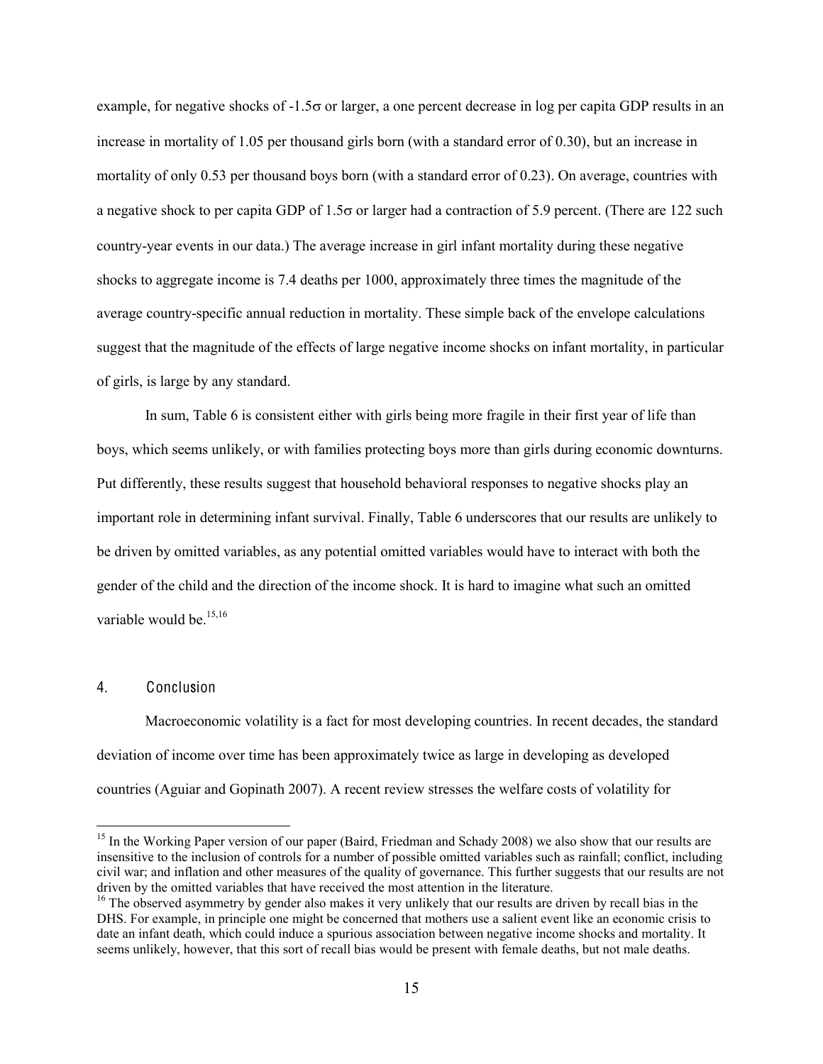example, for negative shocks of $-1.5\sigma$ or larger, a one percent decrease in log per capita GDP results in an increase in mortality of 1.05 per thousand girls born (with a standard error of 0.30), but an increase in mortality of only 0.53 per thousand boys born (with a standard error of 0.23). On average, countries with a negative shock to per capita GDP of $1.5\sigma$ or larger had a contraction of 5.9 percent. (There are 122 such country-year events in our data.) The average increase in girl infant mortality during these negative shocks to aggregate income is 7.4 deaths per 1000, approximately three times the magnitude of the average country-specific annual reduction in mortality. These simple back of the envelope calculations suggest that the magnitude of the effects of large negative income shocks on infant mortality, in particular of girls, is large by any standard.

In sum, Table 6 is consistent either with girls being more fragile in their first year of life than boys, which seems unlikely, or with families protecting boys more than girls during economic downturns. Put differently, these results suggest that household behavioral responses to negative shocks play an important role in determining infant survival. Finally, Table 6 underscores that our results are unlikely to be driven by omitted variables, as any potential omitted variables would have to interact with both the gender of the child and the direction of the income shock. It is hard to imagine what such an omitted variable would be.[15,16]

## 4. Conclusion

Macroeconomic volatility is a fact for most developing countries. In recent decades, the standard deviation of income over time has been approximately twice as large in developing as developed countries (Aguiar and Gopinath 2007). A recent review stresses the welfare costs of volatility for

[15] In the Working Paper version of our paper (Baird, Friedman and Schady 2008) we also show that our results are insensitive to the inclusion of controls for a number of possible omitted variables such as rainfall; conflict, including civil war; and inflation and other measures of the quality of governance. This further suggests that our results are not driven by the omitted variables that have received the most attention in the literature.

[16] The observed asymmetry by gender also makes it very unlikely that our results are driven by recall bias in the DHS. For example, in principle one might be concerned that mothers use a salient event like an economic crisis to date an infant death, which could induce a spurious association between negative income shocks and mortality. It seems unlikely, however, that this sort of recall bias would be present with female deaths, but not male deaths.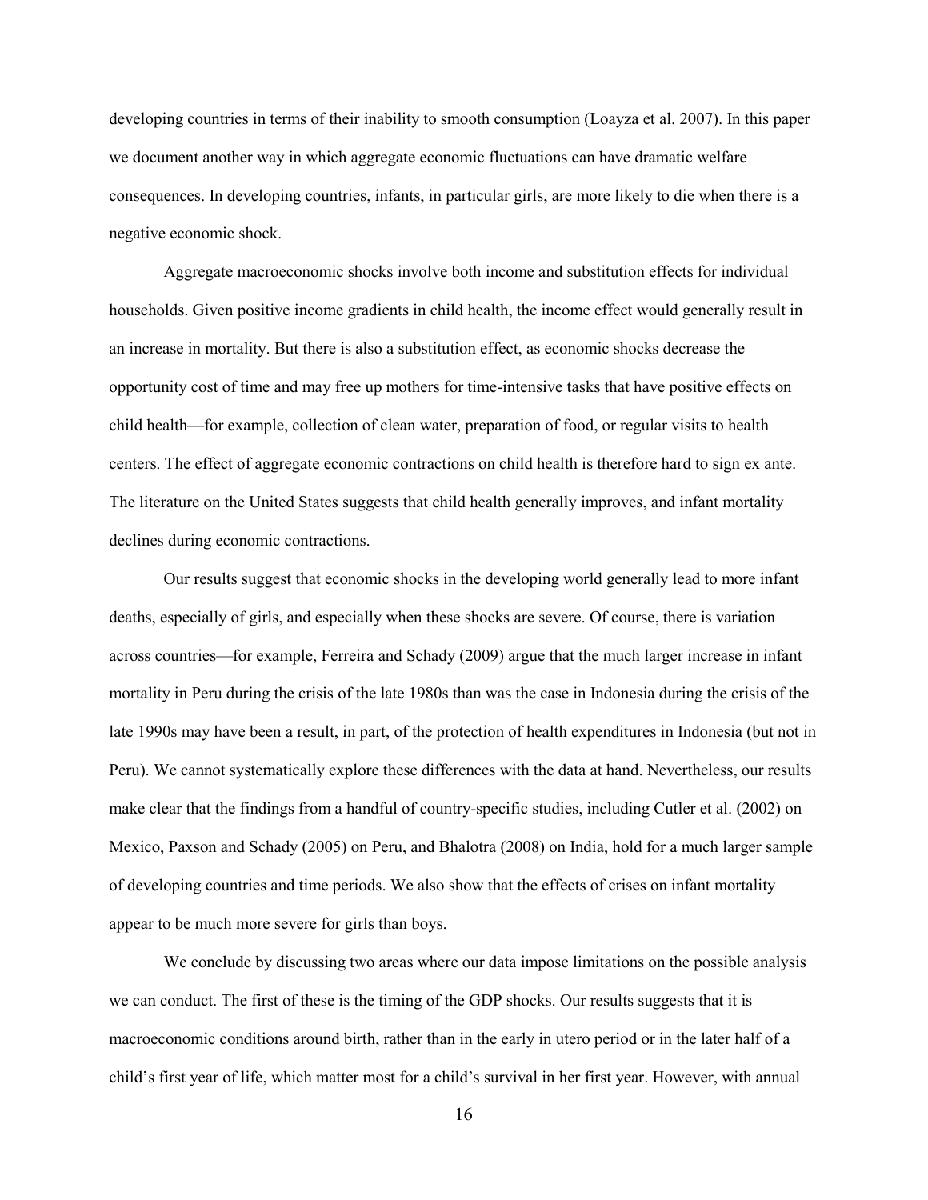developing countries in terms of their inability to smooth consumption (Loayza et al. 2007). In this paper we document another way in which aggregate economic fluctuations can have dramatic welfare consequences. In developing countries, infants, in particular girls, are more likely to die when there is a negative economic shock.

Aggregate macroeconomic shocks involve both income and substitution effects for individual households. Given positive income gradients in child health, the income effect would generally result in an increase in mortality. But there is also a substitution effect, as economic shocks decrease the opportunity cost of time and may free up mothers for time-intensive tasks that have positive effects on child health—for example, collection of clean water, preparation of food, or regular visits to health centers. The effect of aggregate economic contractions on child health is therefore hard to sign ex ante. The literature on the United States suggests that child health generally improves, and infant mortality declines during economic contractions.

Our results suggest that economic shocks in the developing world generally lead to more infant deaths, especially of girls, and especially when these shocks are severe. Of course, there is variation across countries—for example, Ferreira and Schady (2009) argue that the much larger increase in infant mortality in Peru during the crisis of the late 1980s than was the case in Indonesia during the crisis of the late 1990s may have been a result, in part, of the protection of health expenditures in Indonesia (but not in Peru). We cannot systematically explore these differences with the data at hand. Nevertheless, our results make clear that the findings from a handful of country-specific studies, including Cutler et al. (2002) on Mexico, Paxson and Schady (2005) on Peru, and Bhalotra (2008) on India, hold for a much larger sample of developing countries and time periods. We also show that the effects of crises on infant mortality appear to be much more severe for girls than boys.

We conclude by discussing two areas where our data impose limitations on the possible analysis we can conduct. The first of these is the timing of the GDP shocks. Our results suggests that it is macroeconomic conditions around birth, rather than in the early in utero period or in the later half of a child's first year of life, which matter most for a child's survival in her first year. However, with annual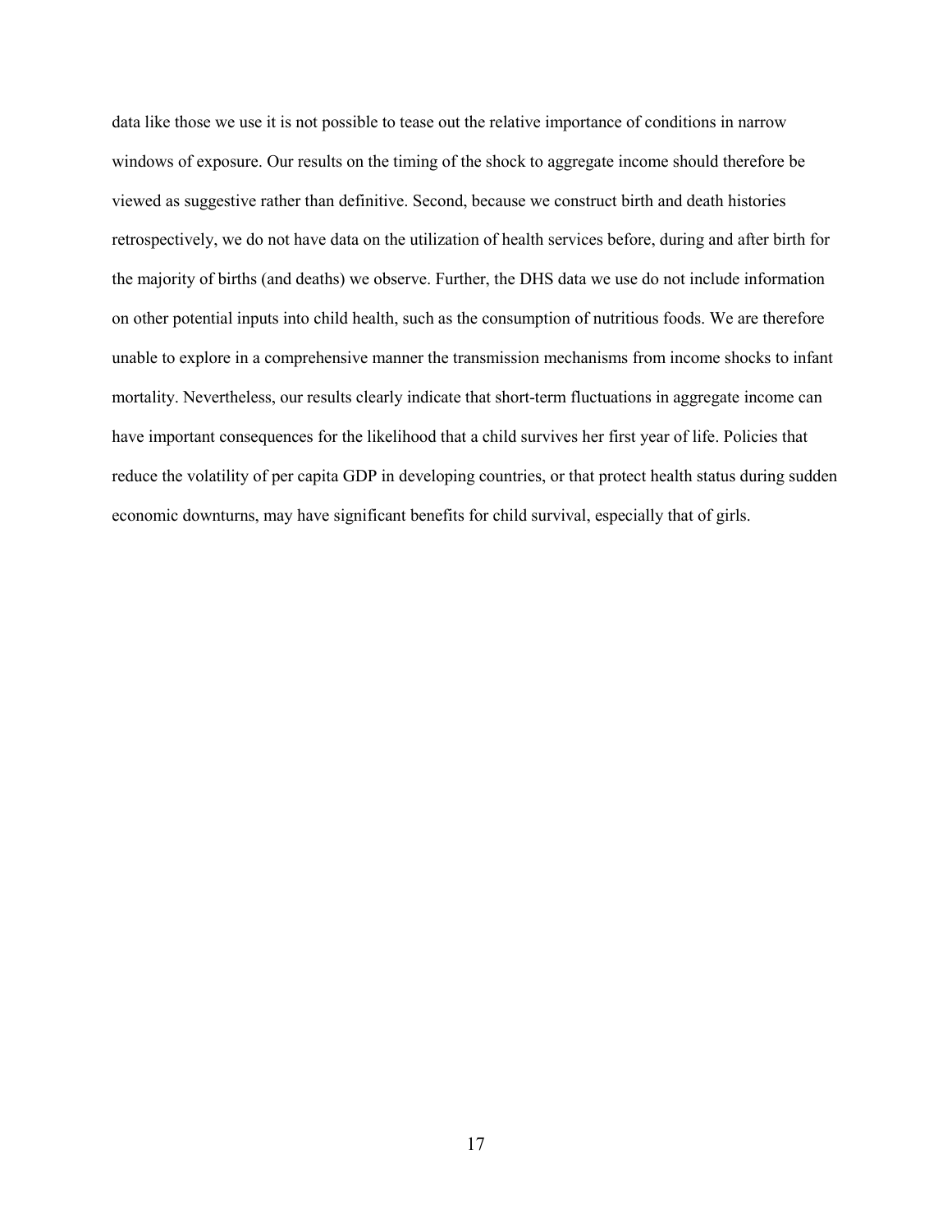data like those we use it is not possible to tease out the relative importance of conditions in narrow windows of exposure. Our results on the timing of the shock to aggregate income should therefore be viewed as suggestive rather than definitive. Second, because we construct birth and death histories retrospectively, we do not have data on the utilization of health services before, during and after birth for the majority of births (and deaths) we observe. Further, the DHS data we use do not include information on other potential inputs into child health, such as the consumption of nutritious foods. We are therefore unable to explore in a comprehensive manner the transmission mechanisms from income shocks to infant mortality. Nevertheless, our results clearly indicate that short-term fluctuations in aggregate income can have important consequences for the likelihood that a child survives her first year of life. Policies that reduce the volatility of per capita GDP in developing countries, or that protect health status during sudden economic downturns, may have significant benefits for child survival, especially that of girls.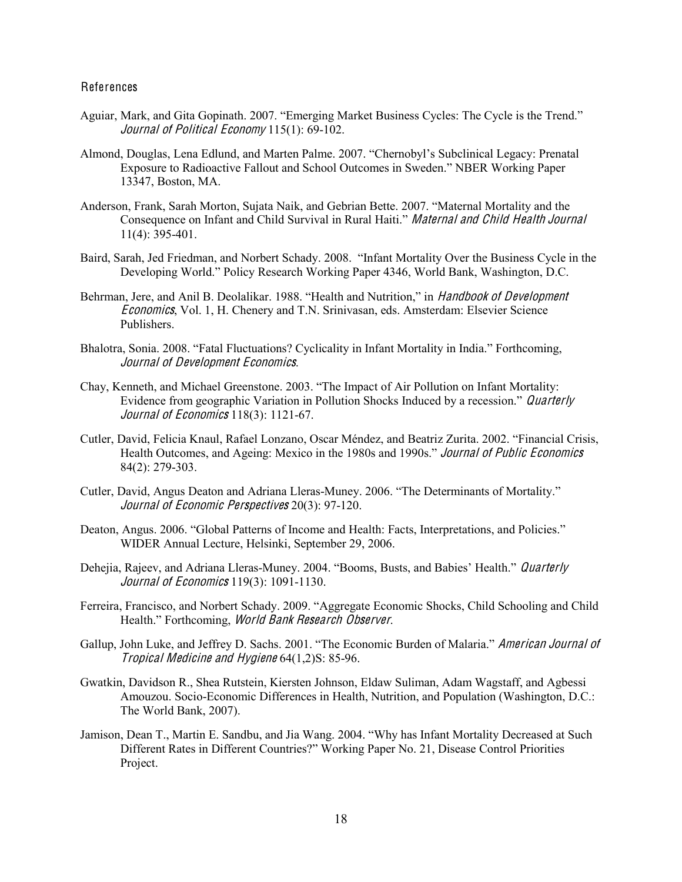## References

Aguiar, Mark, and Gita Gopinath. 2007. "Emerging Market Business Cycles: The Cycle is the Trend." *Journal of Political Economy* 115(1): 69-102.

Almond, Douglas, Lena Edlund, and Marten Palme. 2007. "Chernobyl's Subclinical Legacy: Prenatal Exposure to Radioactive Fallout and School Outcomes in Sweden." NBER Working Paper 13347, Boston, MA.

Anderson, Frank, Sarah Morton, Sujata Naik, and Gebrian Bette. 2007. "Maternal Mortality and the Consequence on Infant and Child Survival in Rural Haiti." *Maternal and Child Health Journal* 11(4): 395-401.

Baird, Sarah, Jed Friedman, and Norbert Schady. 2008. "Infant Mortality Over the Business Cycle in the Developing World." Policy Research Working Paper 4346, World Bank, Washington, D.C.

Behrman, Jere, and Anil B. Deolalikar. 1988. "Health and Nutrition," in *Handbook of Development Economics*, Vol. 1, H. Chenery and T.N. Srinivasan, eds. Amsterdam: Elsevier Science Publishers.

Bhalotra, Sonia. 2008. "Fatal Fluctuations? Cyclicality in Infant Mortality in India." Forthcoming, *Journal of Development Economics*.

Chay, Kenneth, and Michael Greenstone. 2003. "The Impact of Air Pollution on Infant Mortality: Evidence from geographic Variation in Pollution Shocks Induced by a recession." *Quarterly Journal of Economics* 118(3): 1121-67.

Cutler, David, Felicia Knaul, Rafael Lonzano, Oscar Méndez, and Beatriz Zurita. 2002. "Financial Crisis, Health Outcomes, and Ageing: Mexico in the 1980s and 1990s." *Journal of Public Economics* 84(2): 279-303.

Cutler, David, Angus Deaton and Adriana Lleras-Muney. 2006. "The Determinants of Mortality." *Journal of Economic Perspectives* 20(3): 97-120.

Deaton, Angus. 2006. "Global Patterns of Income and Health: Facts, Interpretations, and Policies." WIDER Annual Lecture, Helsinki, September 29, 2006.

Dehejia, Rajeev, and Adriana Lleras-Muney. 2004. "Booms, Busts, and Babies' Health." *Quarterly Journal of Economics* 119(3): 1091-1130.

Ferreira, Francisco, and Norbert Schady. 2009. "Aggregate Economic Shocks, Child Schooling and Child Health." Forthcoming, *World Bank Research Observer*.

Gallup, John Luke, and Jeffrey D. Sachs. 2001. "The Economic Burden of Malaria." *American Journal of Tropical Medicine and Hygiene* 64(1,2)S: 85-96.

Gwatkin, Davidson R., Shea Rutstein, Kiersten Johnson, Eldaw Suliman, Adam Wagstaff, and Agbessi Amouzou. Socio-Economic Differences in Health, Nutrition, and Population (Washington, D.C.: The World Bank, 2007).

Jamison, Dean T., Martin E. Sandbu, and Jia Wang. 2004. "Why has Infant Mortality Decreased at Such Different Rates in Different Countries?" Working Paper No. 21, Disease Control Priorities Project.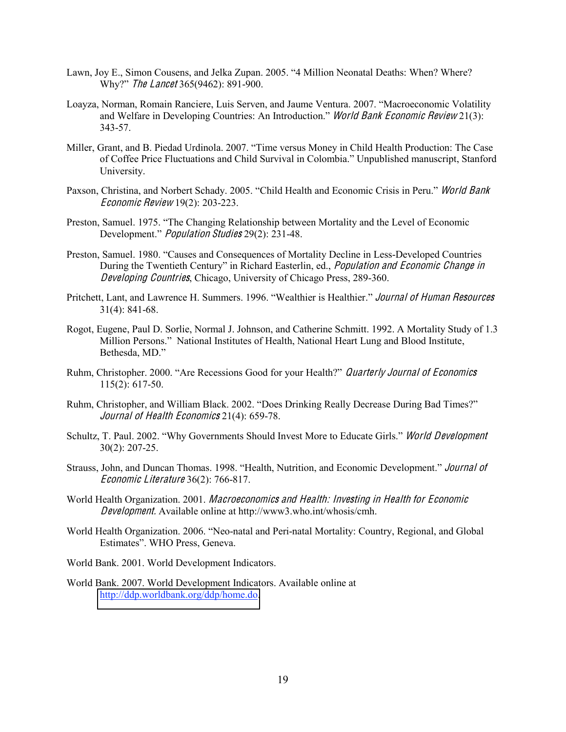Lawn, Joy E., Simon Cousens, and Jelka Zupan. 2005. "4 Million Neonatal Deaths: When? Where? Why?" *The Lancet* 365(9462): 891-900.

Loayza, Norman, Romain Ranciere, Luis Serven, and Jaume Ventura. 2007. "Macroeconomic Volatility and Welfare in Developing Countries: An Introduction." *World Bank Economic Review* 21(3): 343-57.

Miller, Grant, and B. Piedad Urdinola. 2007. "Time versus Money in Child Health Production: The Case of Coffee Price Fluctuations and Child Survival in Colombia." Unpublished manuscript, Stanford University.

Paxson, Christina, and Norbert Schady. 2005. "Child Health and Economic Crisis in Peru." *World Bank Economic Review* 19(2): 203-223.

Preston, Samuel. 1975. "The Changing Relationship between Mortality and the Level of Economic Development." *Population Studies* 29(2): 231-48.

Preston, Samuel. 1980. "Causes and Consequences of Mortality Decline in Less-Developed Countries During the Twentieth Century" in Richard Easterlin, ed., *Population and Economic Change in Developing Countries*, Chicago, University of Chicago Press, 289-360.

Pritchett, Lant, and Lawrence H. Summers. 1996. "Wealthier is Healthier." *Journal of Human Resources* 31(4): 841-68.

Rogot, Eugene, Paul D. Sorlie, Normal J. Johnson, and Catherine Schmitt. 1992. A Mortality Study of 1.3 Million Persons." National Institutes of Health, National Heart Lung and Blood Institute, Bethesda, MD."

Ruhm, Christopher. 2000. "Are Recessions Good for your Health?" *Quarterly Journal of Economics* 115(2): 617-50.

Ruhm, Christopher, and William Black. 2002. "Does Drinking Really Decrease During Bad Times?" *Journal of Health Economics* 21(4): 659-78.

Schultz, T. Paul. 2002. "Why Governments Should Invest More to Educate Girls." *World Development* 30(2): 207-25.

Strauss, John, and Duncan Thomas. 1998. "Health, Nutrition, and Economic Development." *Journal of Economic Literature* 36(2): 766-817.

World Health Organization. 2001. *Macroeconomics and Health: Investing in Health for Economic Development.* Available online at http://www3.who.int/whosis/cmh.

World Health Organization. 2006. "Neo-natal and Peri-natal Mortality: Country, Regional, and Global Estimates". WHO Press, Geneva.

World Bank. 2001. World Development Indicators.

World Bank. 2007. World Development Indicators. Available online at http://ddp.worldbank.org/ddp/home.do.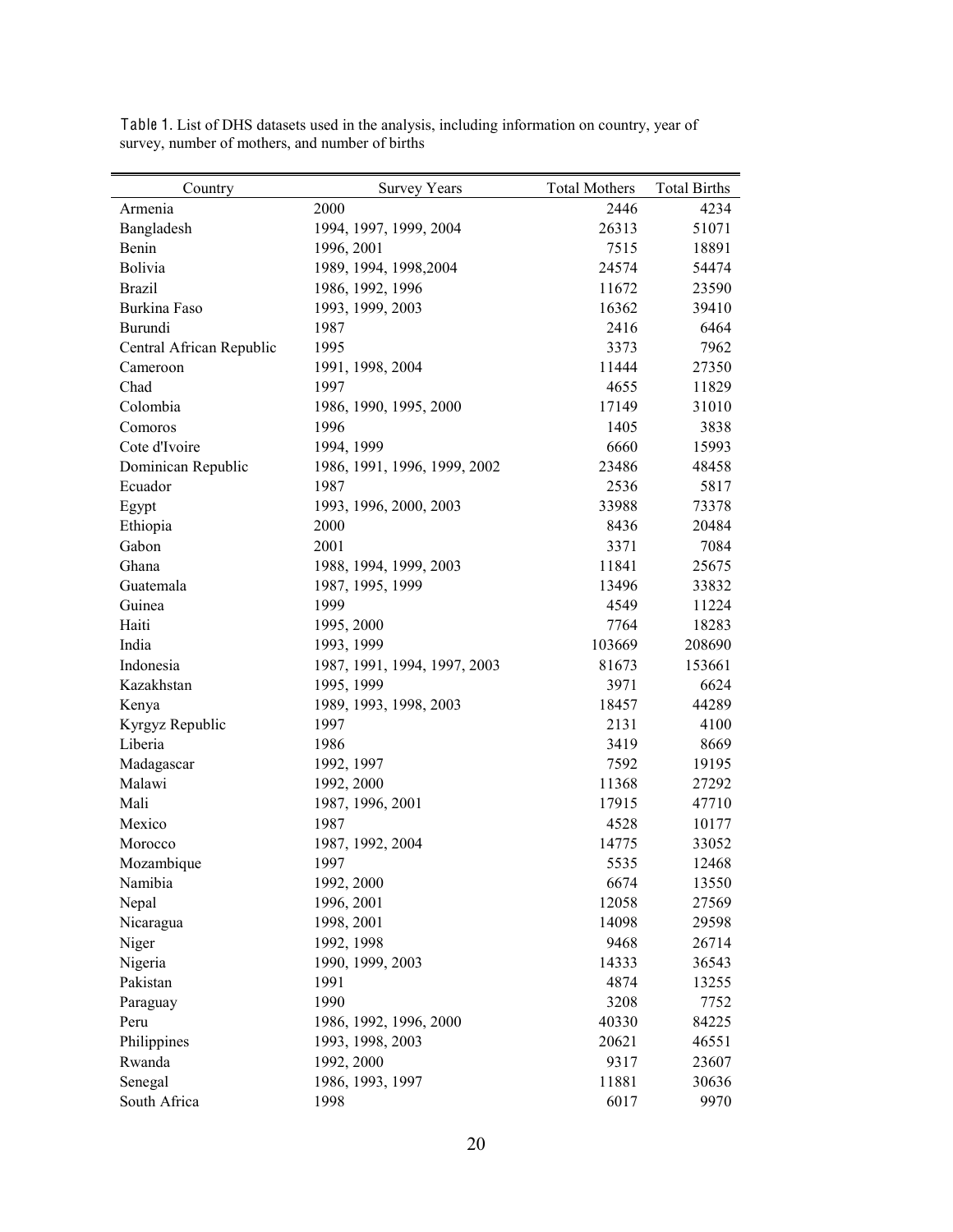**Table 1.** List of DHS datasets used in the analysis, including information on country, year of survey, number of mothers, and number of births

| Country | Survey Years | Total Mothers | Total Births |
|---|---|---|---|
| Armenia | 2000 | 2446 | 4234 |
| Bangladesh | 1994, 1997, 1999, 2004 | 26313 | 51071 |
| Benin | 1996, 2001 | 7515 | 18891 |
| Bolivia | 1989, 1994, 1998,2004 | 24574 | 54474 |
| Brazil | 1986, 1992, 1996 | 11672 | 23590 |
| Burkina Faso | 1993, 1999, 2003 | 16362 | 39410 |
| Burundi | 1987 | 2416 | 6464 |
| Central African Republic | 1995 | 3373 | 7962 |
| Cameroon | 1991, 1998, 2004 | 11444 | 27350 |
| Chad | 1997 | 4655 | 11829 |
| Colombia | 1986, 1990, 1995, 2000 | 17149 | 31010 |
| Comoros | 1996 | 1405 | 3838 |
| Cote d'Ivoire | 1994, 1999 | 6660 | 15993 |
| Dominican Republic | 1986, 1991, 1996, 1999, 2002 | 23486 | 48458 |
| Ecuador | 1987 | 2536 | 5817 |
| Egypt | 1993, 1996, 2000, 2003 | 33988 | 73378 |
| Ethiopia | 2000 | 8436 | 20484 |
| Gabon | 2001 | 3371 | 7084 |
| Ghana | 1988, 1994, 1999, 2003 | 11841 | 25675 |
| Guatemala | 1987, 1995, 1999 | 13496 | 33832 |
| Guinea | 1999 | 4549 | 11224 |
| Haiti | 1995, 2000 | 7764 | 18283 |
| India | 1993, 1999 | 103669 | 208690 |
| Indonesia | 1987, 1991, 1994, 1997, 2003 | 81673 | 153661 |
| Kazakhstan | 1995, 1999 | 3971 | 6624 |
| Kenya | 1989, 1993, 1998, 2003 | 18457 | 44289 |
| Kyrgyz Republic | 1997 | 2131 | 4100 |
| Liberia | 1986 | 3419 | 8669 |
| Madagascar | 1992, 1997 | 7592 | 19195 |
| Malawi | 1992, 2000 | 11368 | 27292 |
| Mali | 1987, 1996, 2001 | 17915 | 47710 |
| Mexico | 1987 | 4528 | 10177 |
| Morocco | 1987, 1992, 2004 | 14775 | 33052 |
| Mozambique | 1997 | 5535 | 12468 |
| Namibia | 1992, 2000 | 6674 | 13550 |
| Nepal | 1996, 2001 | 12058 | 27569 |
| Nicaragua | 1998, 2001 | 14098 | 29598 |
| Niger | 1992, 1998 | 9468 | 26714 |
| Nigeria | 1990, 1999, 2003 | 14333 | 36543 |
| Pakistan | 1991 | 4874 | 13255 |
| Paraguay | 1990 | 3208 | 7752 |
| Peru | 1986, 1992, 1996, 2000 | 40330 | 84225 |
| Philippines | 1993, 1998, 2003 | 20621 | 46551 |
| Rwanda | 1992, 2000 | 9317 | 23607 |
| Senegal | 1986, 1993, 1997 | 11881 | 30636 |
| South Africa | 1998 | 6017 | 9970 |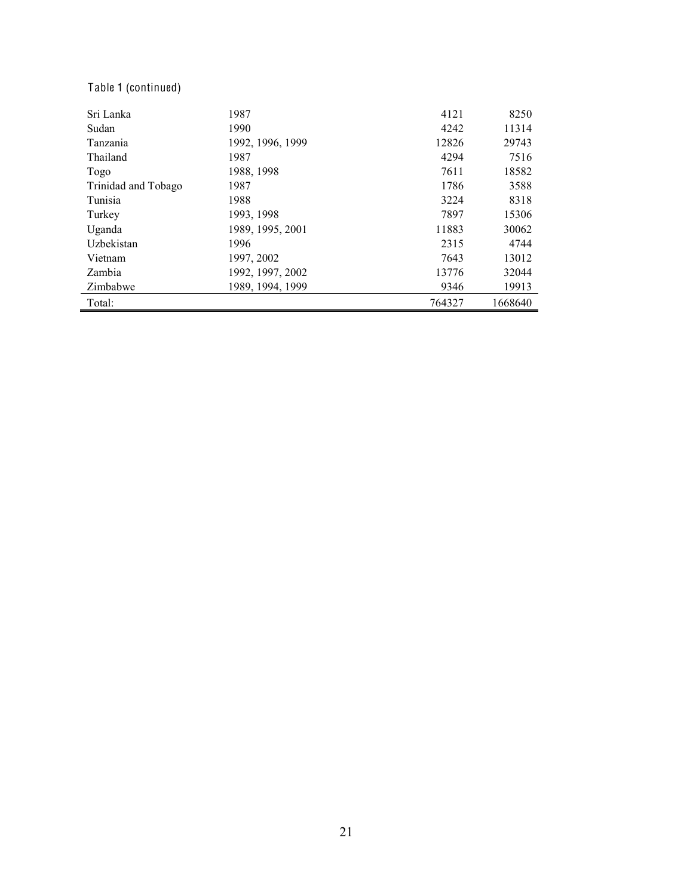Table 1 (continued)

| | | | |
|---|---|---|---|
| Sri Lanka | 1987 | 4121 | 8250 |
| Sudan | 1990 | 4242 | 11314 |
| Tanzania | 1992, 1996, 1999 | 12826 | 29743 |
| Thailand | 1987 | 4294 | 7516 |
| Togo | 1988, 1998 | 7611 | 18582 |
| Trinidad and Tobago | 1987 | 1786 | 3588 |
| Tunisia | 1988 | 3224 | 8318 |
| Turkey | 1993, 1998 | 7897 | 15306 |
| Uganda | 1989, 1995, 2001 | 11883 | 30062 |
| Uzbekistan | 1996 | 2315 | 4744 |
| Vietnam | 1997, 2002 | 7643 | 13012 |
| Zambia | 1992, 1997, 2002 | 13776 | 32044 |
| Zimbabwe | 1989, 1994, 1999 | 9346 | 19913 |
| Total: | | 764327 | 1668640 |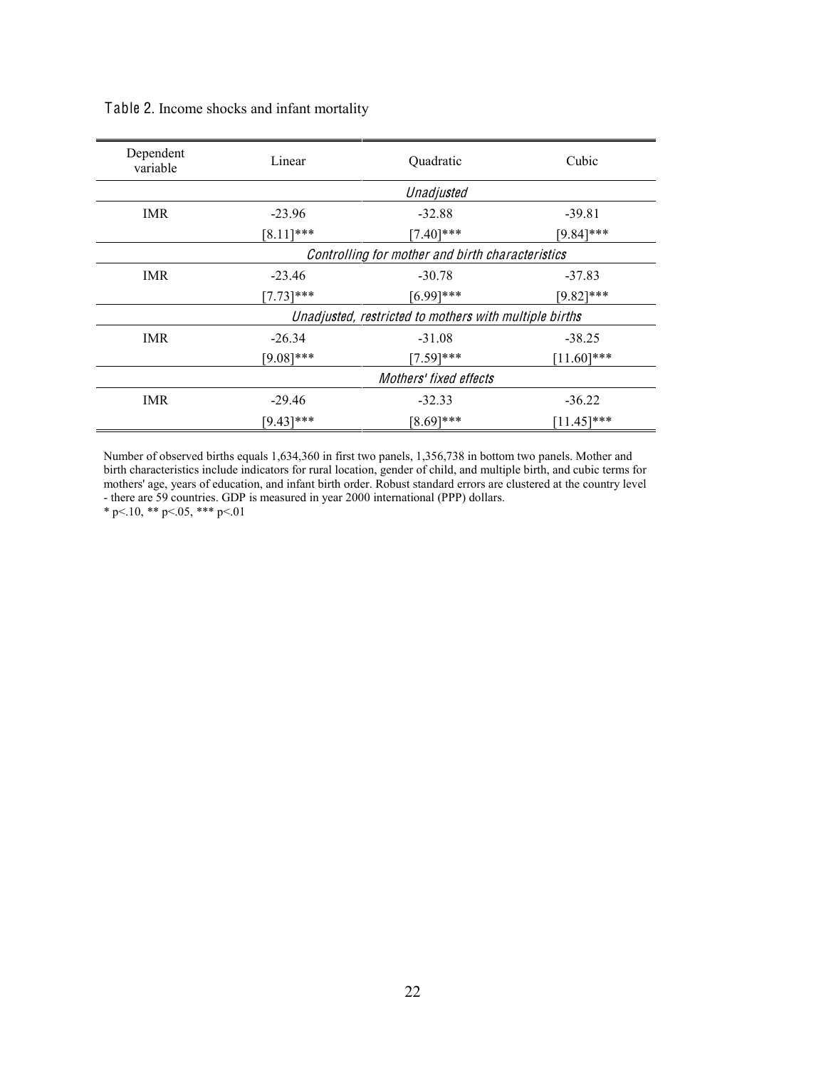Table 2. Income shocks and infant mortality

| Dependent variable | Linear | Quadratic | Cubic |
|---|---|---|---|
| | | *Unadjusted* | |
| IMR | -23.96 | -32.88 | -39.81 |
| | [8.11]*** | [7.40]*** | [9.84]*** |
| | | *Controlling for mother and birth characteristics* | |
| IMR | -23.46 | -30.78 | -37.83 |
| | [7.73]*** | [6.99]*** | [9.82]*** |
| | | *Unadjusted, restricted to mothers with multiple births* | |
| IMR | -26.34 | -31.08 | -38.25 |
| | [9.08]*** | [7.59]*** | [11.60]*** |
| | | *Mothers' fixed effects* | |
| IMR | -29.46 | -32.33 | -36.22 |
| | [9.43]*** | [8.69]*** | [11.45]*** |

Number of observed births equals 1,634,360 in first two panels, 1,356,738 in bottom two panels. Mother and birth characteristics include indicators for rural location, gender of child, and multiple birth, and cubic terms for mothers' age, years of education, and infant birth order. Robust standard errors are clustered at the country level - there are 59 countries. GDP is measured in year 2000 international (PPP) dollars.

\* p<.10, ** p<.05, *** p<.01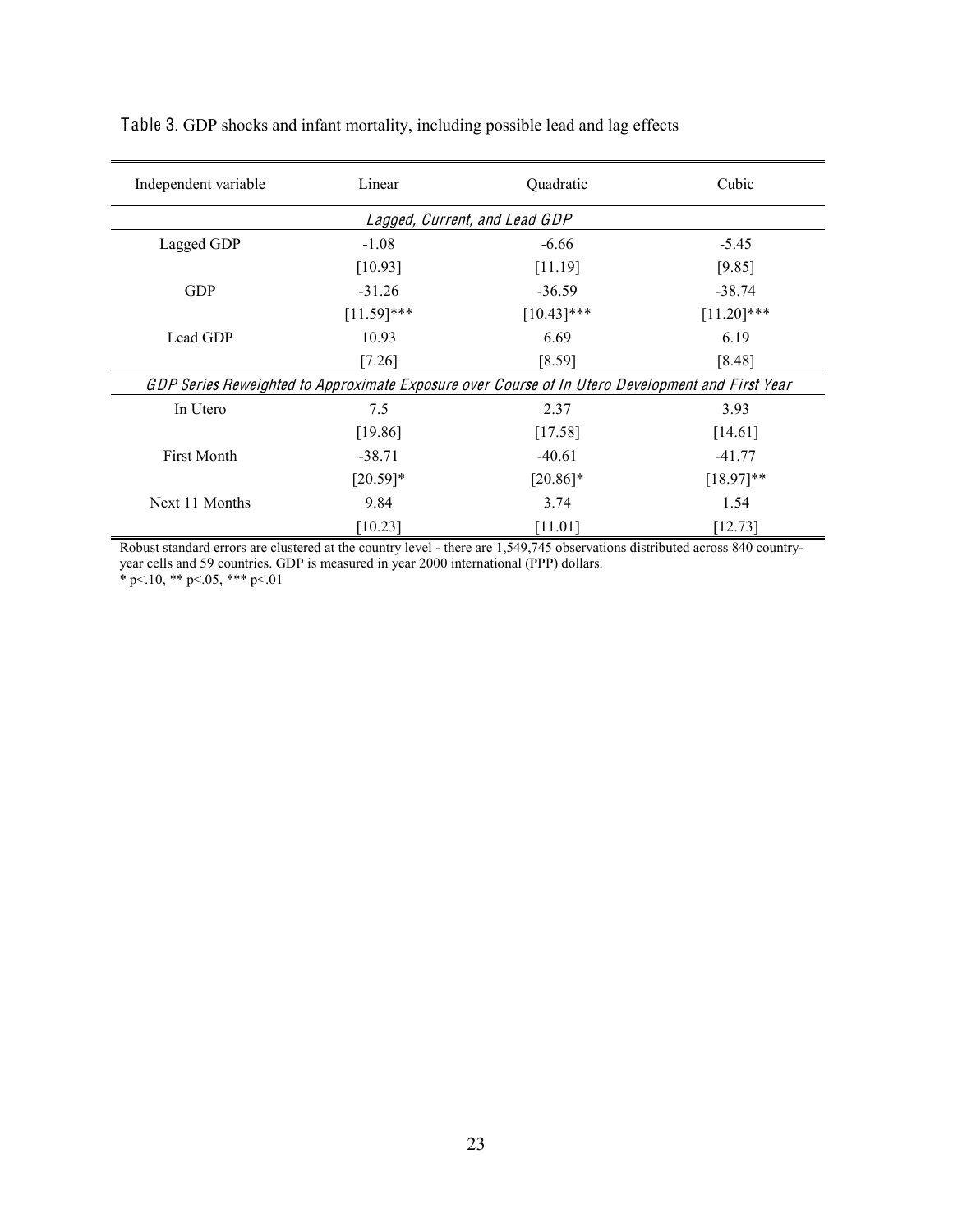**Table 3.** GDP shocks and infant mortality, including possible lead and lag effects

| Independent variable | Linear | Quadratic | Cubic |
|---|---|---|---|
| *Lagged, Current, and Lead GDP* | | | |
| Lagged GDP | -1.08 | -6.66 | -5.45 |
| | [10.93] | [11.19] | [9.85] |
| GDP | -31.26 | -36.59 | -38.74 |
| | [11.59]*** | [10.43]*** | [11.20]*** |
| Lead GDP | 10.93 | 6.69 | 6.19 |
| | [7.26] | [8.59] | [8.48] |
| *GDP Series Reweighted to Approximate Exposure over Course of In Utero Development and First Year* | | | |
| In Utero | 7.5 | 2.37 | 3.93 |
| | [19.86] | [17.58] | [14.61] |
| First Month | -38.71 | -40.61 | -41.77 |
| | [20.59]* | [20.86]* | [18.97]** |
| Next 11 Months | 9.84 | 3.74 | 1.54 |
| | [10.23] | [11.01] | [12.73] |

Robust standard errors are clustered at the country level - there are 1,549,745 observations distributed across 840 country-year cells and 59 countries. GDP is measured in year 2000 international (PPP) dollars.
* p<.10, ** p<.05, *** p<.01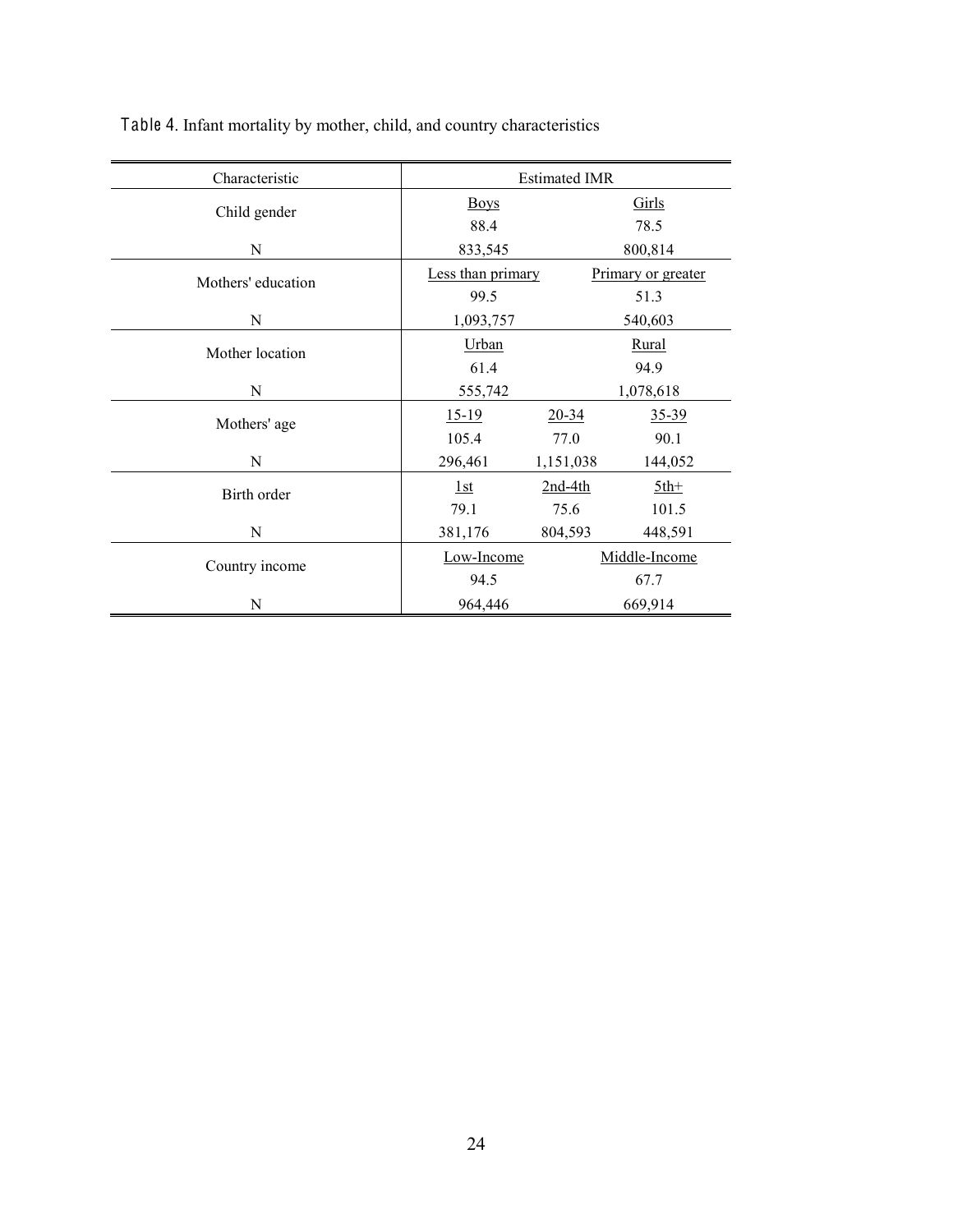Table 4. Infant mortality by mother, child, and country characteristics

| Characteristic | Estimated IMR | | |
|---|---|---|---|
| Child gender | Boys | | Girls |
| | 88.4 | | 78.5 |
| N | 833,545 | | 800,814 |
| Mothers' education | Less than primary | | Primary or greater |
| | 99.5 | | 51.3 |
| N | 1,093,757 | | 540,603 |
| Mother location | Urban | | Rural |
| | 61.4 | | 94.9 |
| N | 555,742 | | 1,078,618 |
| Mothers' age | 15-19 | 20-34 | 35-39 |
| | 105.4 | 77.0 | 90.1 |
| N | 296,461 | 1,151,038 | 144,052 |
| Birth order | 1st | 2nd-4th | 5th+ |
| | 79.1 | 75.6 | 101.5 |
| N | 381,176 | 804,593 | 448,591 |
| Country income | Low-Income | | Middle-Income |
| | 94.5 | | 67.7 |
| N | 964,446 | | 669,914 |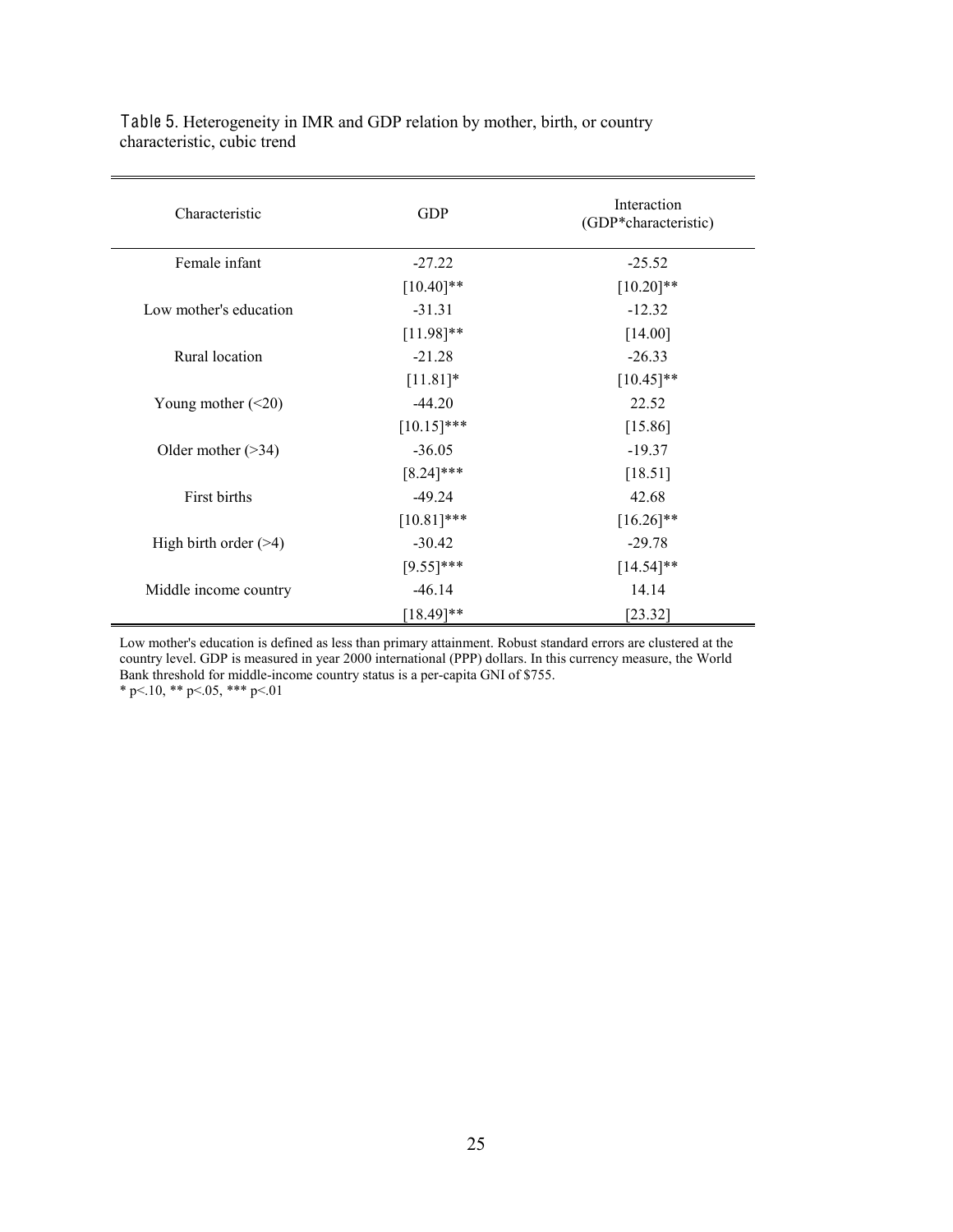**Table 5**. Heterogeneity in IMR and GDP relation by mother, birth, or country characteristic, cubic trend

| Characteristic | GDP | Interaction (GDP*characteristic) |
|---|---|---|
| Female infant | -27.22 | -25.52 |
| | [10.40]** | [10.20]** |
| Low mother's education | -31.31 | -12.32 |
| | [11.98]** | [14.00] |
| Rural location | -21.28 | -26.33 |
| | [11.81]* | [10.45]** |
| Young mother (<20) | -44.20 | 22.52 |
| | [10.15]*** | [15.86] |
| Older mother (>34) | -36.05 | -19.37 |
| | [8.24]*** | [18.51] |
| First births | -49.24 | 42.68 |
| | [10.81]*** | [16.26]** |
| High birth order (>4) | -30.42 | -29.78 |
| | [9.55]*** | [14.54]** |
| Middle income country | -46.14 | 14.14 |
| | [18.49]** | [23.32] |

Low mother's education is defined as less than primary attainment. Robust standard errors are clustered at the country level. GDP is measured in year 2000 international (PPP) dollars. In this currency measure, the World Bank threshold for middle-income country status is a per-capita GNI of $755.
* p<.10, ** p<.05, *** p<.01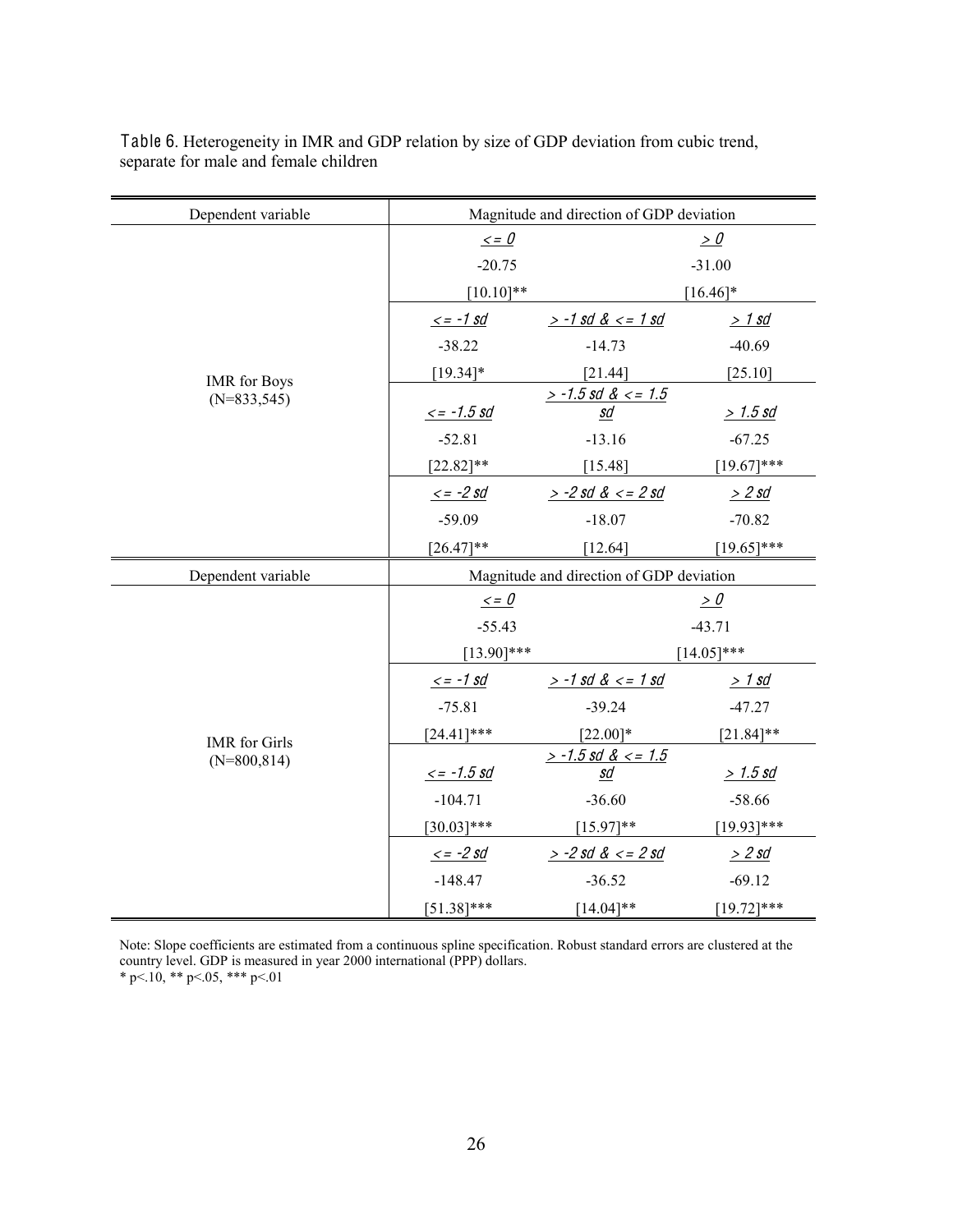**Table 6**. Heterogeneity in IMR and GDP relation by size of GDP deviation from cubic trend, separate for male and female children

| Dependent variable | Magnitude and direction of GDP deviation | | |
|---|---|---|---|
| IMR for Boys (N=833,545) | *<= 0* | | *> 0* |
| | -20.75 | | -31.00 |
| | [10.10]** | | [16.46]* |
| | *<= -1 sd* | *> -1 sd & <= 1 sd* | *> 1 sd* |
| | -38.22 | -14.73 | -40.69 |
| | [19.34]* | [21.44] | [25.10] |
| | *<= -1.5 sd* | *> -1.5 sd & <= 1.5 sd* | *> 1.5 sd* |
| | -52.81 | -13.16 | -67.25 |
| | [22.82]** | [15.48] | [19.67]*** |
| | *<= -2 sd* | *> -2 sd & <= 2 sd* | *> 2 sd* |
| | -59.09 | -18.07 | -70.82 |
| | [26.47]** | [12.64] | [19.65]*** |
| **Dependent variable** | **Magnitude and direction of GDP deviation** | | |
| IMR for Girls (N=800,814) | *<= 0* | | *> 0* |
| | -55.43 | | -43.71 |
| | [13.90]*** | | [14.05]*** |
| | *<= -1 sd* | *> -1 sd & <= 1 sd* | *> 1 sd* |
| | -75.81 | -39.24 | -47.27 |
| | [24.41]*** | [22.00]* | [21.84]** |
| | *<= -1.5 sd* | *> -1.5 sd & <= 1.5 sd* | *> 1.5 sd* |
| | -104.71 | -36.60 | -58.66 |
| | [30.03]*** | [15.97]** | [19.93]*** |
| | *<= -2 sd* | *> -2 sd & <= 2 sd* | *> 2 sd* |
| | -148.47 | -36.52 | -69.12 |
| | [51.38]*** | [14.04]** | [19.72]*** |

Note: Slope coefficients are estimated from a continuous spline specification. Robust standard errors are clustered at the country level. GDP is measured in year 2000 international (PPP) dollars.
* p<.10, ** p<.05, *** p<.01